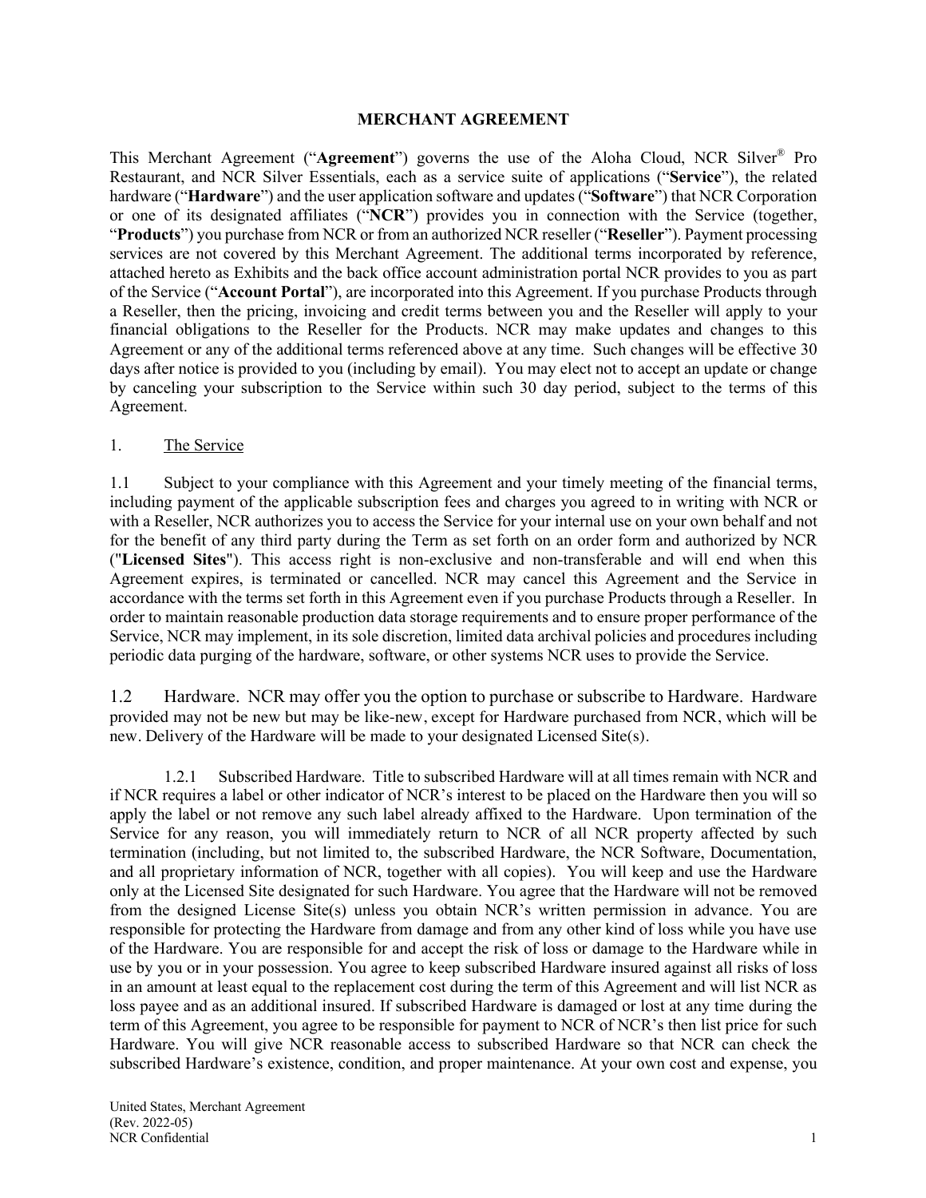# MERCHANT AGREEMENT

This Merchant Agreement ("**Agreement**") governs the use of the Aloha Cloud, NCR Silver® Pro Restaurant, and NCR Silver Essentials, each as a service suite of applications ("**Service**"), the related hardware ("**Hardware**") and the user application software and updates ("**Software**") that NCR Corporation or one of its designated affiliates ("**NCR**") provides you in connection with the Service (together, "**Products**") you purchase from NCR or from an authorized NCR reseller ("**Reseller**"). Payment processing services are not covered by this Merchant Agreement. The additional terms incorporated by reference, attached hereto as Exhibits and the back office account administration portal NCR provides to you as part of the Service ("**Account Portal**"), are incorporated into this Agreement. If you purchase Products through a Reseller, then the pricing, invoicing and credit terms between you and the Reseller will apply to your financial obligations to the Reseller for the Products. NCR may make updates and changes to this Agreement or any of the additional terms referenced above at any time. Such changes will be effective 30 days after notice is provided to you (including by email). You may elect not to accept an update or change by canceling your subscription to the Service within such 30 day period, subject to the terms of this Agreement.

1. The Service

1.1 Subject to your compliance with this Agreement and your timely meeting of the financial terms, including payment of the applicable subscription fees and charges you agreed to in writing with NCR or with a Reseller, NCR authorizes you to access the Service for your internal use on your own behalf and not for the benefit of any third party during the Term as set forth on an order form and authorized by NCR ("**Licensed Sites**"). This access right is non-exclusive and non-transferable and will end when this Agreement expires, is terminated or cancelled. NCR may cancel this Agreement and the Service in accordance with the terms set forth in this Agreement even if you purchase Products through a Reseller. In order to maintain reasonable production data storage requirements and to ensure proper performance of the Service, NCR may implement, in its sole discretion, limited data archival policies and procedures including periodic data purging of the hardware, software, or other systems NCR uses to provide the Service.

1.2 Hardware. NCR may offer you the option to purchase or subscribe to Hardware. Hardware provided may not be new but may be like-new, except for Hardware purchased from NCR, which will be new. Delivery of the Hardware will be made to your designated Licensed Site(s).

1.2.1 Subscribed Hardware. Title to subscribed Hardware will at all times remain with NCR and if NCR requires a label or other indicator of NCR's interest to be placed on the Hardware then you will so apply the label or not remove any such label already affixed to the Hardware. Upon termination of the Service for any reason, you will immediately return to NCR of all NCR property affected by such termination (including, but not limited to, the subscribed Hardware, the NCR Software, Documentation, and all proprietary information of NCR, together with all copies). You will keep and use the Hardware only at the Licensed Site designated for such Hardware. You agree that the Hardware will not be removed from the designed License Site(s) unless you obtain NCR's written permission in advance. You are responsible for protecting the Hardware from damage and from any other kind of loss while you have use of the Hardware. You are responsible for and accept the risk of loss or damage to the Hardware while in use by you or in your possession. You agree to keep subscribed Hardware insured against all risks of loss in an amount at least equal to the replacement cost during the term of this Agreement and will list NCR as loss payee and as an additional insured. If subscribed Hardware is damaged or lost at any time during the term of this Agreement, you agree to be responsible for payment to NCR of NCR's then list price for such Hardware. You will give NCR reasonable access to subscribed Hardware so that NCR can check the subscribed Hardware's existence, condition, and proper maintenance. At your own cost and expense, you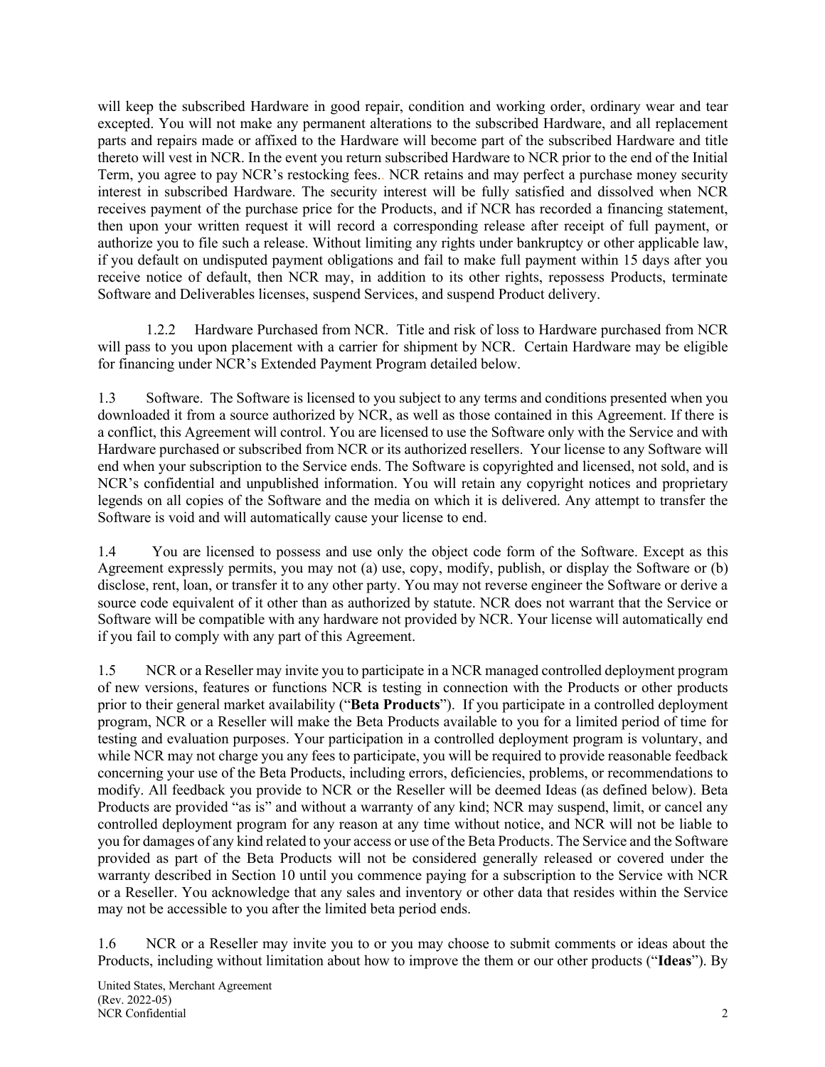will keep the subscribed Hardware in good repair, condition and working order, ordinary wear and tear excepted. You will not make any permanent alterations to the subscribed Hardware, and all replacement parts and repairs made or affixed to the Hardware will become part of the subscribed Hardware and title thereto will vest in NCR. In the event you return subscribed Hardware to NCR prior to the end of the Initial Term, you agree to pay NCR's restocking fees.. NCR retains and may perfect a purchase money security interest in subscribed Hardware. The security interest will be fully satisfied and dissolved when NCR receives payment of the purchase price for the Products, and if NCR has recorded a financing statement, then upon your written request it will record a corresponding release after receipt of full payment, or authorize you to file such a release. Without limiting any rights under bankruptcy or other applicable law, if you default on undisputed payment obligations and fail to make full payment within 15 days after you receive notice of default, then NCR may, in addition to its other rights, repossess Products, terminate Software and Deliverables licenses, suspend Services, and suspend Product delivery.

1.2.2 Hardware Purchased from NCR. Title and risk of loss to Hardware purchased from NCR will pass to you upon placement with a carrier for shipment by NCR. Certain Hardware may be eligible for financing under NCR's Extended Payment Program detailed below.

1.3 Software. The Software is licensed to you subject to any terms and conditions presented when you downloaded it from a source authorized by NCR, as well as those contained in this Agreement. If there is a conflict, this Agreement will control. You are licensed to use the Software only with the Service and with Hardware purchased or subscribed from NCR or its authorized resellers. Your license to any Software will end when your subscription to the Service ends. The Software is copyrighted and licensed, not sold, and is NCR's confidential and unpublished information. You will retain any copyright notices and proprietary legends on all copies of the Software and the media on which it is delivered. Any attempt to transfer the Software is void and will automatically cause your license to end.

1.4 You are licensed to possess and use only the object code form of the Software. Except as this Agreement expressly permits, you may not (a) use, copy, modify, publish, or display the Software or (b) disclose, rent, loan, or transfer it to any other party. You may not reverse engineer the Software or derive a source code equivalent of it other than as authorized by statute. NCR does not warrant that the Service or Software will be compatible with any hardware not provided by NCR. Your license will automatically end if you fail to comply with any part of this Agreement.

1.5 NCR or a Reseller may invite you to participate in a NCR managed controlled deployment program of new versions, features or functions NCR is testing in connection with the Products or other products prior to their general market availability ("**Beta Products**"). If you participate in a controlled deployment program, NCR or a Reseller will make the Beta Products available to you for a limited period of time for testing and evaluation purposes. Your participation in a controlled deployment program is voluntary, and while NCR may not charge you any fees to participate, you will be required to provide reasonable feedback concerning your use of the Beta Products, including errors, deficiencies, problems, or recommendations to modify. All feedback you provide to NCR or the Reseller will be deemed Ideas (as defined below). Beta Products are provided "as is" and without a warranty of any kind; NCR may suspend, limit, or cancel any controlled deployment program for any reason at any time without notice, and NCR will not be liable to you for damages of any kind related to your access or use of the Beta Products. The Service and the Software provided as part of the Beta Products will not be considered generally released or covered under the warranty described in Section 10 until you commence paying for a subscription to the Service with NCR or a Reseller. You acknowledge that any sales and inventory or other data that resides within the Service may not be accessible to you after the limited beta period ends.

1.6 NCR or a Reseller may invite you to or you may choose to submit comments or ideas about the Products, including without limitation about how to improve the them or our other products ("**Ideas**"). By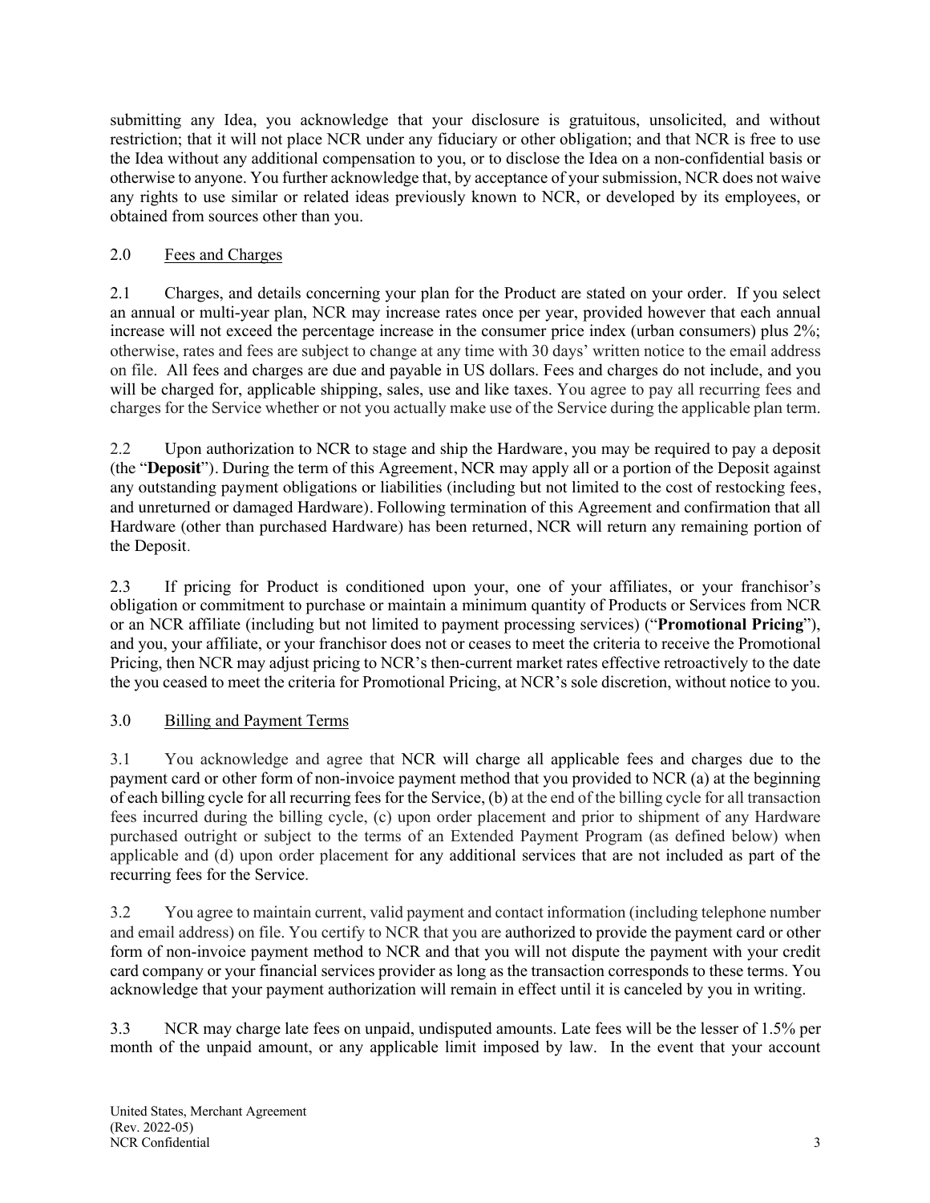submitting any Idea, you acknowledge that your disclosure is gratuitous, unsolicited, and without restriction; that it will not place NCR under any fiduciary or other obligation; and that NCR is free to use the Idea without any additional compensation to you, or to disclose the Idea on a non-confidential basis or otherwise to anyone. You further acknowledge that, by acceptance of your submission, NCR does not waive any rights to use similar or related ideas previously known to NCR, or developed by its employees, or obtained from sources other than you.

## 2.0 Fees and Charges

2.1 Charges, and details concerning your plan for the Product are stated on your order. If you select an annual or multi-year plan, NCR may increase rates once per year, provided however that each annual increase will not exceed the percentage increase in the consumer price index (urban consumers) plus 2%; otherwise, rates and fees are subject to change at any time with 30 days' written notice to the email address on file. All fees and charges are due and payable in US dollars. Fees and charges do not include, and you will be charged for, applicable shipping, sales, use and like taxes. You agree to pay all recurring fees and charges for the Service whether or not you actually make use of the Service during the applicable plan term.

2.2 Upon authorization to NCR to stage and ship the Hardware, you may be required to pay a deposit (the "**Deposit**"). During the term of this Agreement, NCR may apply all or a portion of the Deposit against any outstanding payment obligations or liabilities (including but not limited to the cost of restocking fees, and unreturned or damaged Hardware). Following termination of this Agreement and confirmation that all Hardware (other than purchased Hardware) has been returned, NCR will return any remaining portion of the Deposit.

2.3 If pricing for Product is conditioned upon your, one of your affiliates, or your franchisor's obligation or commitment to purchase or maintain a minimum quantity of Products or Services from NCR or an NCR affiliate (including but not limited to payment processing services) ("**Promotional Pricing**"), and you, your affiliate, or your franchisor does not or ceases to meet the criteria to receive the Promotional Pricing, then NCR may adjust pricing to NCR's then-current market rates effective retroactively to the date the you ceased to meet the criteria for Promotional Pricing, at NCR's sole discretion, without notice to you.

## 3.0 Billing and Payment Terms

3.1 You acknowledge and agree that NCR will charge all applicable fees and charges due to the payment card or other form of non-invoice payment method that you provided to NCR (a) at the beginning of each billing cycle for all recurring fees for the Service, (b) at the end of the billing cycle for all transaction fees incurred during the billing cycle, (c) upon order placement and prior to shipment of any Hardware purchased outright or subject to the terms of an Extended Payment Program (as defined below) when applicable and (d) upon order placement for any additional services that are not included as part of the recurring fees for the Service.

3.2 You agree to maintain current, valid payment and contact information (including telephone number and email address) on file. You certify to NCR that you are authorized to provide the payment card or other form of non-invoice payment method to NCR and that you will not dispute the payment with your credit card company or your financial services provider as long as the transaction corresponds to these terms. You acknowledge that your payment authorization will remain in effect until it is canceled by you in writing.

3.3 NCR may charge late fees on unpaid, undisputed amounts. Late fees will be the lesser of 1.5% per month of the unpaid amount, or any applicable limit imposed by law. In the event that your account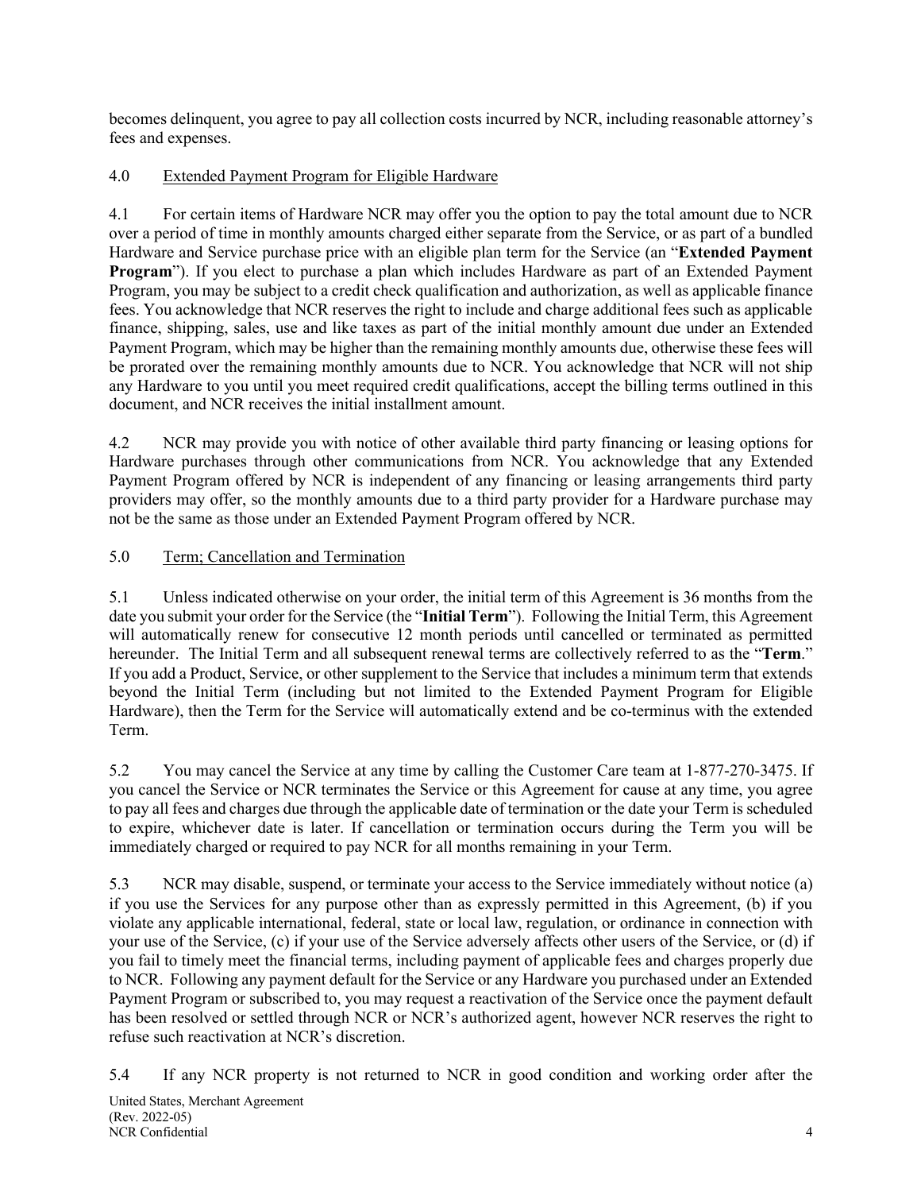becomes delinquent, you agree to pay all collection costs incurred by NCR, including reasonable attorney's fees and expenses.

## 4.0 Extended Payment Program for Eligible Hardware

4.1 For certain items of Hardware NCR may offer you the option to pay the total amount due to NCR over a period of time in monthly amounts charged either separate from the Service, or as part of a bundled Hardware and Service purchase price with an eligible plan term for the Service (an "**Extended Payment Program**"). If you elect to purchase a plan which includes Hardware as part of an Extended Payment Program, you may be subject to a credit check qualification and authorization, as well as applicable finance fees. You acknowledge that NCR reserves the right to include and charge additional fees such as applicable finance, shipping, sales, use and like taxes as part of the initial monthly amount due under an Extended Payment Program, which may be higher than the remaining monthly amounts due, otherwise these fees will be prorated over the remaining monthly amounts due to NCR. You acknowledge that NCR will not ship any Hardware to you until you meet required credit qualifications, accept the billing terms outlined in this document, and NCR receives the initial installment amount.

4.2 NCR may provide you with notice of other available third party financing or leasing options for Hardware purchases through other communications from NCR. You acknowledge that any Extended Payment Program offered by NCR is independent of any financing or leasing arrangements third party providers may offer, so the monthly amounts due to a third party provider for a Hardware purchase may not be the same as those under an Extended Payment Program offered by NCR.

## 5.0 Term; Cancellation and Termination

5.1 Unless indicated otherwise on your order, the initial term of this Agreement is 36 months from the date you submit your order for the Service (the "**Initial Term**"). Following the Initial Term, this Agreement will automatically renew for consecutive 12 month periods until cancelled or terminated as permitted hereunder. The Initial Term and all subsequent renewal terms are collectively referred to as the "**Term**." If you add a Product, Service, or other supplement to the Service that includes a minimum term that extends beyond the Initial Term (including but not limited to the Extended Payment Program for Eligible Hardware), then the Term for the Service will automatically extend and be co-terminus with the extended Term.

5.2 You may cancel the Service at any time by calling the Customer Care team at 1-877-270-3475. If you cancel the Service or NCR terminates the Service or this Agreement for cause at any time, you agree to pay all fees and charges due through the applicable date of termination or the date your Term is scheduled to expire, whichever date is later. If cancellation or termination occurs during the Term you will be immediately charged or required to pay NCR for all months remaining in your Term.

5.3 NCR may disable, suspend, or terminate your access to the Service immediately without notice (a) if you use the Services for any purpose other than as expressly permitted in this Agreement, (b) if you violate any applicable international, federal, state or local law, regulation, or ordinance in connection with your use of the Service, (c) if your use of the Service adversely affects other users of the Service, or (d) if you fail to timely meet the financial terms, including payment of applicable fees and charges properly due to NCR. Following any payment default for the Service or any Hardware you purchased under an Extended Payment Program or subscribed to, you may request a reactivation of the Service once the payment default has been resolved or settled through NCR or NCR's authorized agent, however NCR reserves the right to refuse such reactivation at NCR's discretion.

5.4 If any NCR property is not returned to NCR in good condition and working order after the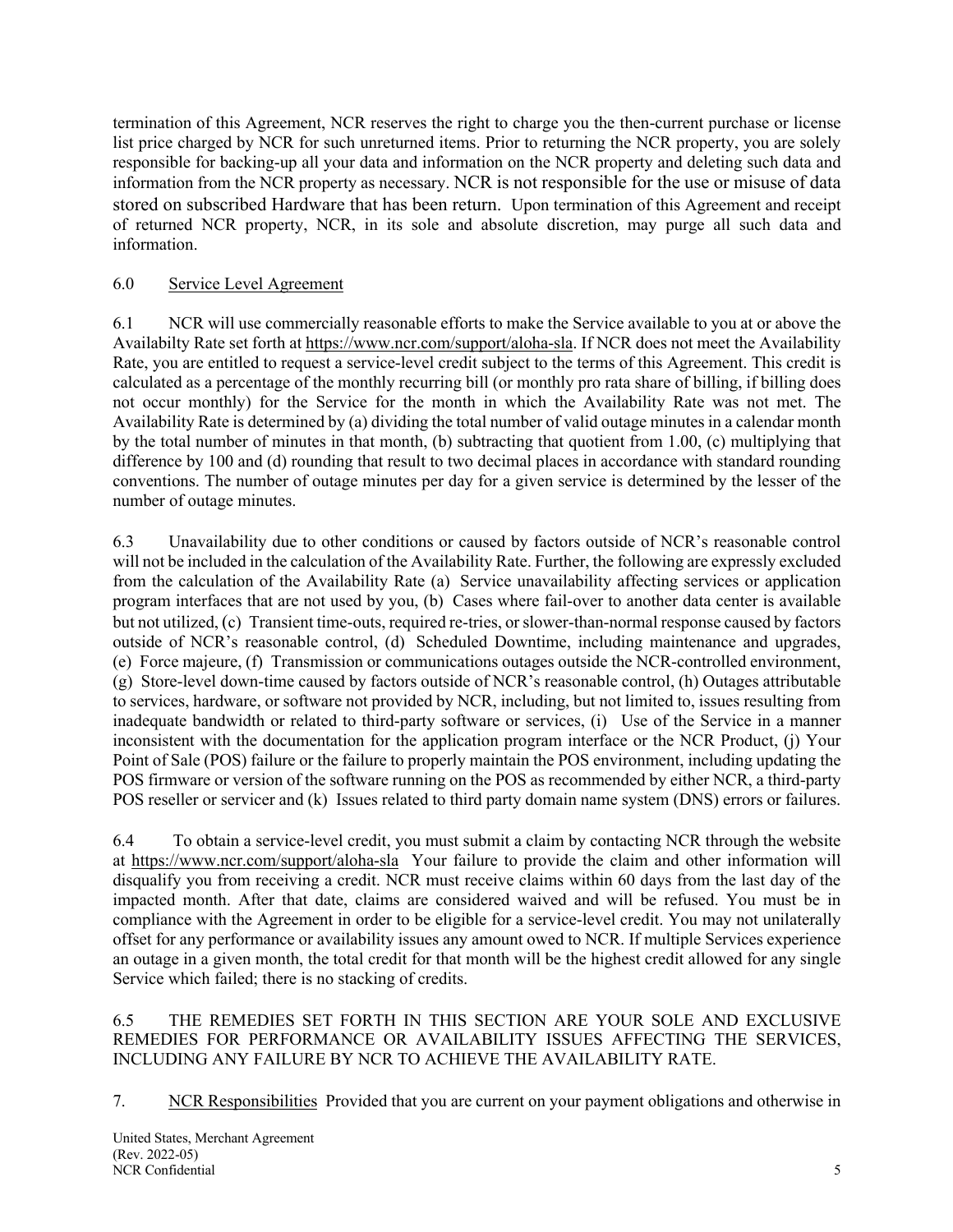termination of this Agreement, NCR reserves the right to charge you the then-current purchase or license list price charged by NCR for such unreturned items. Prior to returning the NCR property, you are solely responsible for backing-up all your data and information on the NCR property and deleting such data and information from the NCR property as necessary. NCR is not responsible for the use or misuse of data stored on subscribed Hardware that has been return. Upon termination of this Agreement and receipt of returned NCR property, NCR, in its sole and absolute discretion, may purge all such data and information.

6.0 Service Level Agreement

6.1 NCR will use commercially reasonable efforts to make the Service available to you at or above the Availabilty Rate set forth at https://www.ncr.com/support/aloha-sla. If NCR does not meet the Availability Rate, you are entitled to request a service-level credit subject to the terms of this Agreement. This credit is calculated as a percentage of the monthly recurring bill (or monthly pro rata share of billing, if billing does not occur monthly) for the Service for the month in which the Availability Rate was not met. The Availability Rate is determined by (a) dividing the total number of valid outage minutes in a calendar month by the total number of minutes in that month, (b) subtracting that quotient from 1.00, (c) multiplying that difference by 100 and (d) rounding that result to two decimal places in accordance with standard rounding conventions. The number of outage minutes per day for a given service is determined by the lesser of the number of outage minutes.

6.3 Unavailability due to other conditions or caused by factors outside of NCR's reasonable control will not be included in the calculation of the Availability Rate. Further, the following are expressly excluded from the calculation of the Availability Rate (a) Service unavailability affecting services or application program interfaces that are not used by you, (b) Cases where fail-over to another data center is available but not utilized, (c) Transient time-outs, required re-tries, or slower-than-normal response caused by factors outside of NCR's reasonable control, (d) Scheduled Downtime, including maintenance and upgrades, (e) Force majeure, (f) Transmission or communications outages outside the NCR-controlled environment, (g) Store-level down-time caused by factors outside of NCR's reasonable control, (h) Outages attributable to services, hardware, or software not provided by NCR, including, but not limited to, issues resulting from inadequate bandwidth or related to third-party software or services, (i) Use of the Service in a manner inconsistent with the documentation for the application program interface or the NCR Product, (j) Your Point of Sale (POS) failure or the failure to properly maintain the POS environment, including updating the POS firmware or version of the software running on the POS as recommended by either NCR, a third-party POS reseller or servicer and (k) Issues related to third party domain name system (DNS) errors or failures.

6.4 To obtain a service-level credit, you must submit a claim by contacting NCR through the website at https://www.ncr.com/support/aloha-sla Your failure to provide the claim and other information will disqualify you from receiving a credit. NCR must receive claims within 60 days from the last day of the impacted month. After that date, claims are considered waived and will be refused. You must be in compliance with the Agreement in order to be eligible for a service-level credit. You may not unilaterally offset for any performance or availability issues any amount owed to NCR. If multiple Services experience an outage in a given month, the total credit for that month will be the highest credit allowed for any single Service which failed; there is no stacking of credits.

6.5 THE REMEDIES SET FORTH IN THIS SECTION ARE YOUR SOLE AND EXCLUSIVE REMEDIES FOR PERFORMANCE OR AVAILABILITY ISSUES AFFECTING THE SERVICES, INCLUDING ANY FAILURE BY NCR TO ACHIEVE THE AVAILABILITY RATE.

7. NCR Responsibilities Provided that you are current on your payment obligations and otherwise in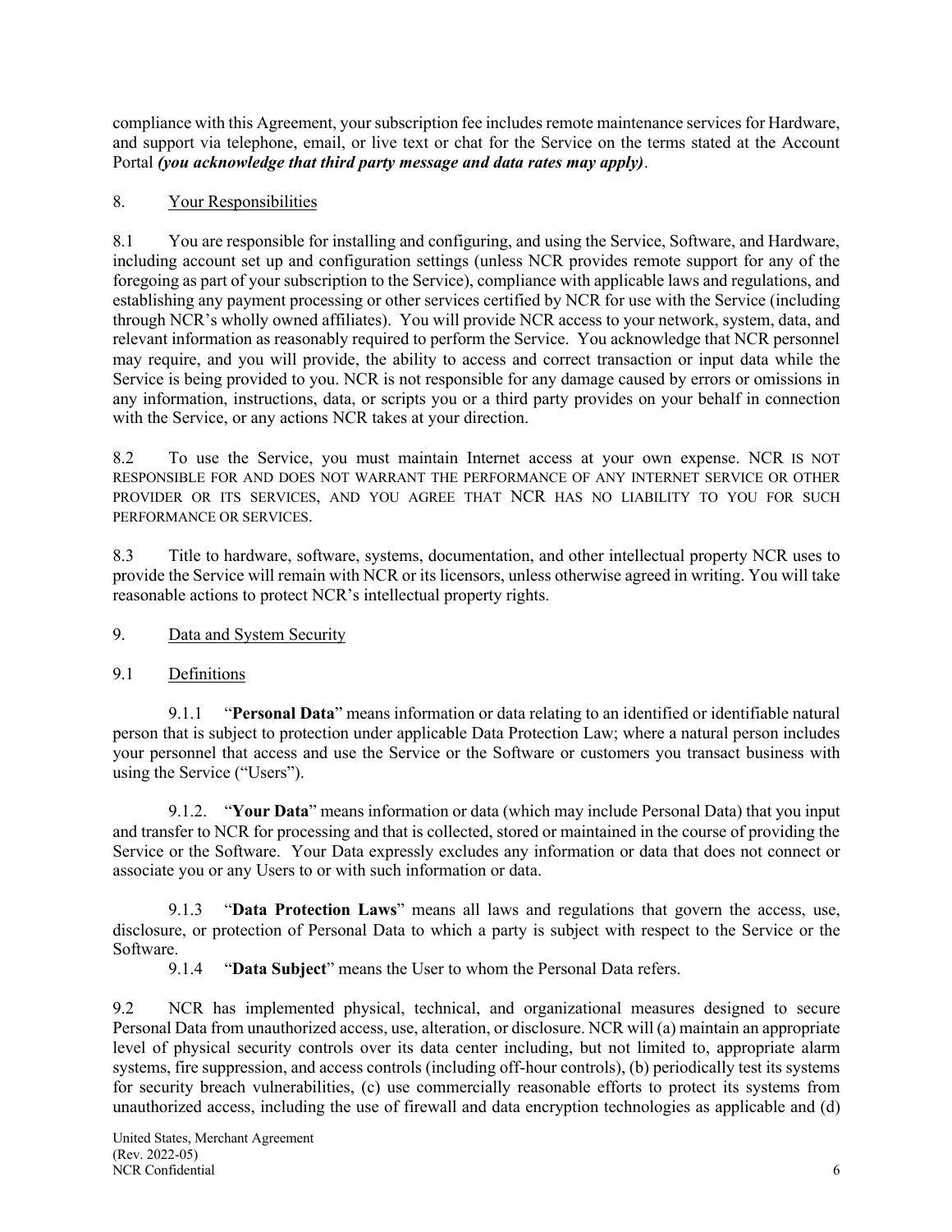compliance with this Agreement, your subscription fee includes remote maintenance services for Hardware, and support via telephone, email, or live text or chat for the Service on the terms stated at the Account Portal ***(you acknowledge that third party message and data rates may apply)***.

8. Your Responsibilities

8.1 You are responsible for installing and configuring, and using the Service, Software, and Hardware, including account set up and configuration settings (unless NCR provides remote support for any of the foregoing as part of your subscription to the Service), compliance with applicable laws and regulations, and establishing any payment processing or other services certified by NCR for use with the Service (including through NCR's wholly owned affiliates). You will provide NCR access to your network, system, data, and relevant information as reasonably required to perform the Service. You acknowledge that NCR personnel may require, and you will provide, the ability to access and correct transaction or input data while the Service is being provided to you. NCR is not responsible for any damage caused by errors or omissions in any information, instructions, data, or scripts you or a third party provides on your behalf in connection with the Service, or any actions NCR takes at your direction.

8.2 To use the Service, you must maintain Internet access at your own expense. NCR IS NOT RESPONSIBLE FOR AND DOES NOT WARRANT THE PERFORMANCE OF ANY INTERNET SERVICE OR OTHER PROVIDER OR ITS SERVICES, AND YOU AGREE THAT NCR HAS NO LIABILITY TO YOU FOR SUCH PERFORMANCE OR SERVICES.

8.3 Title to hardware, software, systems, documentation, and other intellectual property NCR uses to provide the Service will remain with NCR or its licensors, unless otherwise agreed in writing. You will take reasonable actions to protect NCR's intellectual property rights.

9. Data and System Security

9.1 Definitions

9.1.1 "**Personal Data**" means information or data relating to an identified or identifiable natural person that is subject to protection under applicable Data Protection Law; where a natural person includes your personnel that access and use the Service or the Software or customers you transact business with using the Service ("Users").

9.1.2. "**Your Data**" means information or data (which may include Personal Data) that you input and transfer to NCR for processing and that is collected, stored or maintained in the course of providing the Service or the Software. Your Data expressly excludes any information or data that does not connect or associate you or any Users to or with such information or data.

9.1.3 "**Data Protection Laws**" means all laws and regulations that govern the access, use, disclosure, or protection of Personal Data to which a party is subject with respect to the Service or the Software.

9.1.4 "**Data Subject**" means the User to whom the Personal Data refers.

9.2 NCR has implemented physical, technical, and organizational measures designed to secure Personal Data from unauthorized access, use, alteration, or disclosure. NCR will (a) maintain an appropriate level of physical security controls over its data center including, but not limited to, appropriate alarm systems, fire suppression, and access controls (including off-hour controls), (b) periodically test its systems for security breach vulnerabilities, (c) use commercially reasonable efforts to protect its systems from unauthorized access, including the use of firewall and data encryption technologies as applicable and (d)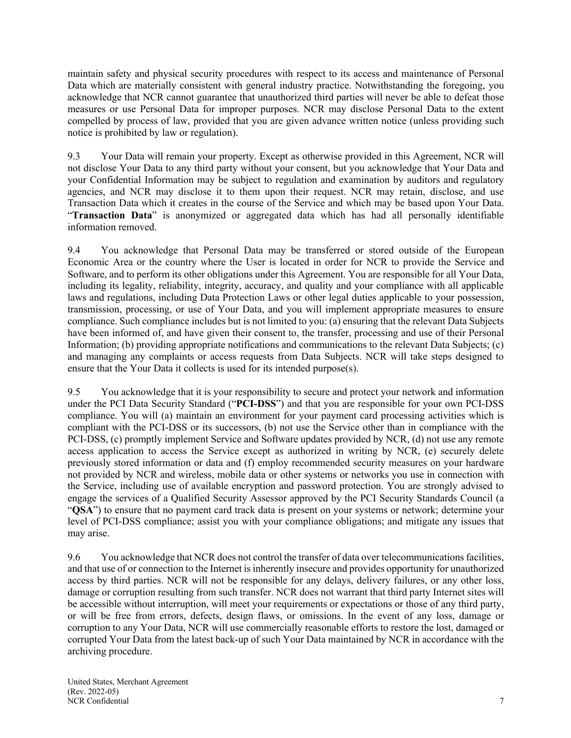maintain safety and physical security procedures with respect to its access and maintenance of Personal Data which are materially consistent with general industry practice. Notwithstanding the foregoing, you acknowledge that NCR cannot guarantee that unauthorized third parties will never be able to defeat those measures or use Personal Data for improper purposes. NCR may disclose Personal Data to the extent compelled by process of law, provided that you are given advance written notice (unless providing such notice is prohibited by law or regulation).

9.3 Your Data will remain your property. Except as otherwise provided in this Agreement, NCR will not disclose Your Data to any third party without your consent, but you acknowledge that Your Data and your Confidential Information may be subject to regulation and examination by auditors and regulatory agencies, and NCR may disclose it to them upon their request. NCR may retain, disclose, and use Transaction Data which it creates in the course of the Service and which may be based upon Your Data. "**Transaction Data**" is anonymized or aggregated data which has had all personally identifiable information removed.

9.4 You acknowledge that Personal Data may be transferred or stored outside of the European Economic Area or the country where the User is located in order for NCR to provide the Service and Software, and to perform its other obligations under this Agreement. You are responsible for all Your Data, including its legality, reliability, integrity, accuracy, and quality and your compliance with all applicable laws and regulations, including Data Protection Laws or other legal duties applicable to your possession, transmission, processing, or use of Your Data, and you will implement appropriate measures to ensure compliance. Such compliance includes but is not limited to you: (a) ensuring that the relevant Data Subjects have been informed of, and have given their consent to, the transfer, processing and use of their Personal Information; (b) providing appropriate notifications and communications to the relevant Data Subjects; (c) and managing any complaints or access requests from Data Subjects. NCR will take steps designed to ensure that the Your Data it collects is used for its intended purpose(s).

9.5 You acknowledge that it is your responsibility to secure and protect your network and information under the PCI Data Security Standard ("**PCI-DSS**") and that you are responsible for your own PCI-DSS compliance. You will (a) maintain an environment for your payment card processing activities which is compliant with the PCI-DSS or its successors, (b) not use the Service other than in compliance with the PCI-DSS, (c) promptly implement Service and Software updates provided by NCR, (d) not use any remote access application to access the Service except as authorized in writing by NCR, (e) securely delete previously stored information or data and (f) employ recommended security measures on your hardware not provided by NCR and wireless, mobile data or other systems or networks you use in connection with the Service, including use of available encryption and password protection. You are strongly advised to engage the services of a Qualified Security Assessor approved by the PCI Security Standards Council (a "**QSA**") to ensure that no payment card track data is present on your systems or network; determine your level of PCI-DSS compliance; assist you with your compliance obligations; and mitigate any issues that may arise.

9.6 You acknowledge that NCR does not control the transfer of data over telecommunications facilities, and that use of or connection to the Internet is inherently insecure and provides opportunity for unauthorized access by third parties. NCR will not be responsible for any delays, delivery failures, or any other loss, damage or corruption resulting from such transfer. NCR does not warrant that third party Internet sites will be accessible without interruption, will meet your requirements or expectations or those of any third party, or will be free from errors, defects, design flaws, or omissions. In the event of any loss, damage or corruption to any Your Data, NCR will use commercially reasonable efforts to restore the lost, damaged or corrupted Your Data from the latest back-up of such Your Data maintained by NCR in accordance with the archiving procedure.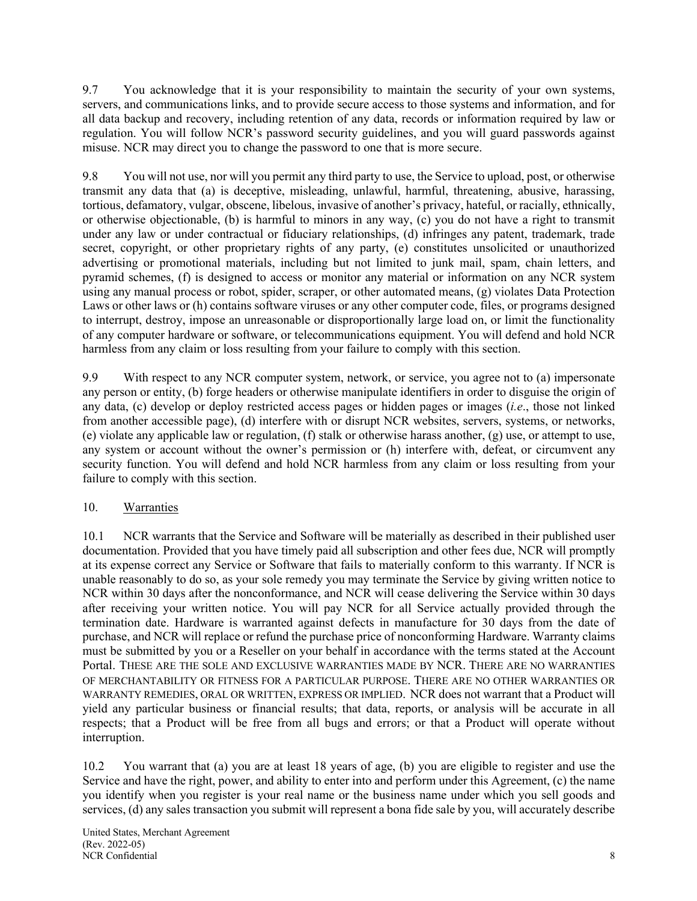9.7 You acknowledge that it is your responsibility to maintain the security of your own systems, servers, and communications links, and to provide secure access to those systems and information, and for all data backup and recovery, including retention of any data, records or information required by law or regulation. You will follow NCR's password security guidelines, and you will guard passwords against misuse. NCR may direct you to change the password to one that is more secure.

9.8 You will not use, nor will you permit any third party to use, the Service to upload, post, or otherwise transmit any data that (a) is deceptive, misleading, unlawful, harmful, threatening, abusive, harassing, tortious, defamatory, vulgar, obscene, libelous, invasive of another's privacy, hateful, or racially, ethnically, or otherwise objectionable, (b) is harmful to minors in any way, (c) you do not have a right to transmit under any law or under contractual or fiduciary relationships, (d) infringes any patent, trademark, trade secret, copyright, or other proprietary rights of any party, (e) constitutes unsolicited or unauthorized advertising or promotional materials, including but not limited to junk mail, spam, chain letters, and pyramid schemes, (f) is designed to access or monitor any material or information on any NCR system using any manual process or robot, spider, scraper, or other automated means, (g) violates Data Protection Laws or other laws or (h) contains software viruses or any other computer code, files, or programs designed to interrupt, destroy, impose an unreasonable or disproportionally large load on, or limit the functionality of any computer hardware or software, or telecommunications equipment. You will defend and hold NCR harmless from any claim or loss resulting from your failure to comply with this section.

9.9 With respect to any NCR computer system, network, or service, you agree not to (a) impersonate any person or entity, (b) forge headers or otherwise manipulate identifiers in order to disguise the origin of any data, (c) develop or deploy restricted access pages or hidden pages or images (*i.e.*, those not linked from another accessible page), (d) interfere with or disrupt NCR websites, servers, systems, or networks, (e) violate any applicable law or regulation, (f) stalk or otherwise harass another, (g) use, or attempt to use, any system or account without the owner's permission or (h) interfere with, defeat, or circumvent any security function. You will defend and hold NCR harmless from any claim or loss resulting from your failure to comply with this section.

## 10. Warranties

10.1 NCR warrants that the Service and Software will be materially as described in their published user documentation. Provided that you have timely paid all subscription and other fees due, NCR will promptly at its expense correct any Service or Software that fails to materially conform to this warranty. If NCR is unable reasonably to do so, as your sole remedy you may terminate the Service by giving written notice to NCR within 30 days after the nonconformance, and NCR will cease delivering the Service within 30 days after receiving your written notice. You will pay NCR for all Service actually provided through the termination date. Hardware is warranted against defects in manufacture for 30 days from the date of purchase, and NCR will replace or refund the purchase price of nonconforming Hardware. Warranty claims must be submitted by you or a Reseller on your behalf in accordance with the terms stated at the Account Portal. THESE ARE THE SOLE AND EXCLUSIVE WARRANTIES MADE BY NCR. THERE ARE NO WARRANTIES OF MERCHANTABILITY OR FITNESS FOR A PARTICULAR PURPOSE. THERE ARE NO OTHER WARRANTIES OR WARRANTY REMEDIES, ORAL OR WRITTEN, EXPRESS OR IMPLIED. NCR does not warrant that a Product will yield any particular business or financial results; that data, reports, or analysis will be accurate in all respects; that a Product will be free from all bugs and errors; or that a Product will operate without interruption.

10.2 You warrant that (a) you are at least 18 years of age, (b) you are eligible to register and use the Service and have the right, power, and ability to enter into and perform under this Agreement, (c) the name you identify when you register is your real name or the business name under which you sell goods and services, (d) any sales transaction you submit will represent a bona fide sale by you, will accurately describe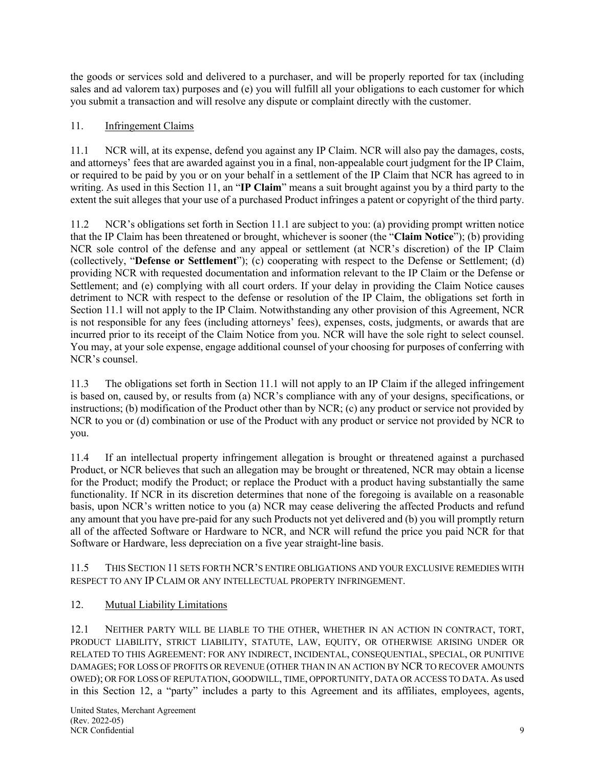the goods or services sold and delivered to a purchaser, and will be properly reported for tax (including sales and ad valorem tax) purposes and (e) you will fulfill all your obligations to each customer for which you submit a transaction and will resolve any dispute or complaint directly with the customer.

## 11. Infringement Claims

11.1 NCR will, at its expense, defend you against any IP Claim. NCR will also pay the damages, costs, and attorneys' fees that are awarded against you in a final, non-appealable court judgment for the IP Claim, or required to be paid by you or on your behalf in a settlement of the IP Claim that NCR has agreed to in writing. As used in this Section 11, an "**IP Claim**" means a suit brought against you by a third party to the extent the suit alleges that your use of a purchased Product infringes a patent or copyright of the third party.

11.2 NCR's obligations set forth in Section 11.1 are subject to you: (a) providing prompt written notice that the IP Claim has been threatened or brought, whichever is sooner (the "**Claim Notice**"); (b) providing NCR sole control of the defense and any appeal or settlement (at NCR's discretion) of the IP Claim (collectively, "**Defense or Settlement**"); (c) cooperating with respect to the Defense or Settlement; (d) providing NCR with requested documentation and information relevant to the IP Claim or the Defense or Settlement; and (e) complying with all court orders. If your delay in providing the Claim Notice causes detriment to NCR with respect to the defense or resolution of the IP Claim, the obligations set forth in Section 11.1 will not apply to the IP Claim. Notwithstanding any other provision of this Agreement, NCR is not responsible for any fees (including attorneys' fees), expenses, costs, judgments, or awards that are incurred prior to its receipt of the Claim Notice from you. NCR will have the sole right to select counsel. You may, at your sole expense, engage additional counsel of your choosing for purposes of conferring with NCR's counsel.

11.3 The obligations set forth in Section 11.1 will not apply to an IP Claim if the alleged infringement is based on, caused by, or results from (a) NCR's compliance with any of your designs, specifications, or instructions; (b) modification of the Product other than by NCR; (c) any product or service not provided by NCR to you or (d) combination or use of the Product with any product or service not provided by NCR to you.

11.4 If an intellectual property infringement allegation is brought or threatened against a purchased Product, or NCR believes that such an allegation may be brought or threatened, NCR may obtain a license for the Product; modify the Product; or replace the Product with a product having substantially the same functionality. If NCR in its discretion determines that none of the foregoing is available on a reasonable basis, upon NCR's written notice to you (a) NCR may cease delivering the affected Products and refund any amount that you have pre-paid for any such Products not yet delivered and (b) you will promptly return all of the affected Software or Hardware to NCR, and NCR will refund the price you paid NCR for that Software or Hardware, less depreciation on a five year straight-line basis.

11.5 THIS SECTION 11 SETS FORTH NCR'S ENTIRE OBLIGATIONS AND YOUR EXCLUSIVE REMEDIES WITH RESPECT TO ANY IP CLAIM OR ANY INTELLECTUAL PROPERTY INFRINGEMENT.

## 12. Mutual Liability Limitations

12.1 NEITHER PARTY WILL BE LIABLE TO THE OTHER, WHETHER IN AN ACTION IN CONTRACT, TORT, PRODUCT LIABILITY, STRICT LIABILITY, STATUTE, LAW, EQUITY, OR OTHERWISE ARISING UNDER OR RELATED TO THIS AGREEMENT: FOR ANY INDIRECT, INCIDENTAL, CONSEQUENTIAL, SPECIAL, OR PUNITIVE DAMAGES; FOR LOSS OF PROFITS OR REVENUE (OTHER THAN IN AN ACTION BY NCR TO RECOVER AMOUNTS OWED); OR FOR LOSS OF REPUTATION, GOODWILL, TIME, OPPORTUNITY, DATA OR ACCESS TO DATA. As used in this Section 12, a "party" includes a party to this Agreement and its affiliates, employees, agents,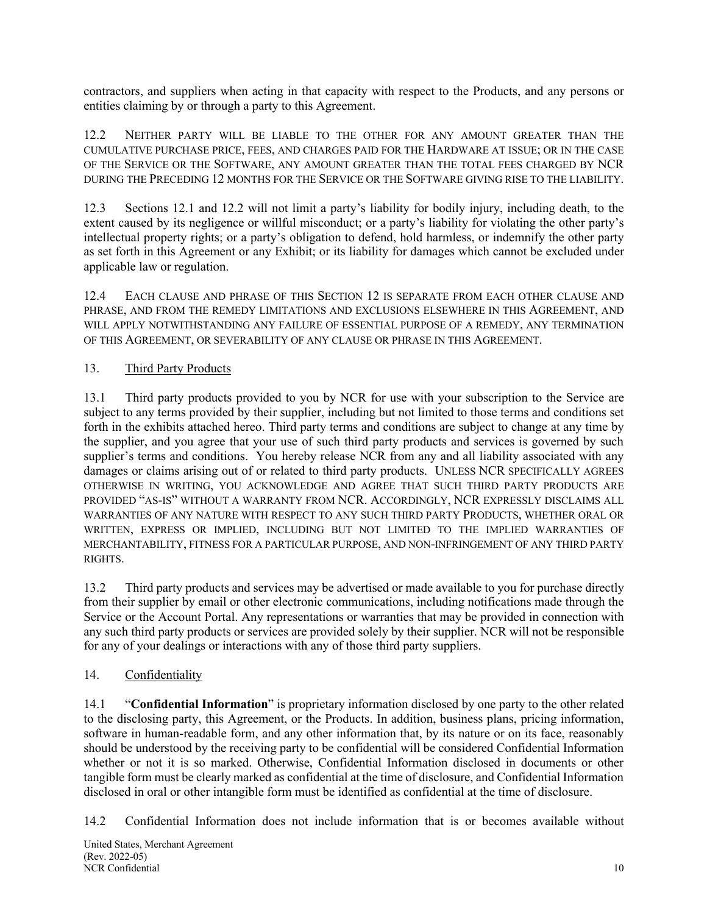contractors, and suppliers when acting in that capacity with respect to the Products, and any persons or entities claiming by or through a party to this Agreement.

12.2 NEITHER PARTY WILL BE LIABLE TO THE OTHER FOR ANY AMOUNT GREATER THAN THE CUMULATIVE PURCHASE PRICE, FEES, AND CHARGES PAID FOR THE HARDWARE AT ISSUE; OR IN THE CASE OF THE SERVICE OR THE SOFTWARE, ANY AMOUNT GREATER THAN THE TOTAL FEES CHARGED BY NCR DURING THE PRECEDING 12 MONTHS FOR THE SERVICE OR THE SOFTWARE GIVING RISE TO THE LIABILITY.

12.3 Sections 12.1 and 12.2 will not limit a party's liability for bodily injury, including death, to the extent caused by its negligence or willful misconduct; or a party's liability for violating the other party's intellectual property rights; or a party's obligation to defend, hold harmless, or indemnify the other party as set forth in this Agreement or any Exhibit; or its liability for damages which cannot be excluded under applicable law or regulation.

12.4 EACH CLAUSE AND PHRASE OF THIS SECTION 12 IS SEPARATE FROM EACH OTHER CLAUSE AND PHRASE, AND FROM THE REMEDY LIMITATIONS AND EXCLUSIONS ELSEWHERE IN THIS AGREEMENT, AND WILL APPLY NOTWITHSTANDING ANY FAILURE OF ESSENTIAL PURPOSE OF A REMEDY, ANY TERMINATION OF THIS AGREEMENT, OR SEVERABILITY OF ANY CLAUSE OR PHRASE IN THIS AGREEMENT.

13. Third Party Products

13.1 Third party products provided to you by NCR for use with your subscription to the Service are subject to any terms provided by their supplier, including but not limited to those terms and conditions set forth in the exhibits attached hereo. Third party terms and conditions are subject to change at any time by the supplier, and you agree that your use of such third party products and services is governed by such supplier's terms and conditions. You hereby release NCR from any and all liability associated with any damages or claims arising out of or related to third party products. UNLESS NCR SPECIFICALLY AGREES OTHERWISE IN WRITING, YOU ACKNOWLEDGE AND AGREE THAT SUCH THIRD PARTY PRODUCTS ARE PROVIDED "AS-IS" WITHOUT A WARRANTY FROM NCR. ACCORDINGLY, NCR EXPRESSLY DISCLAIMS ALL WARRANTIES OF ANY NATURE WITH RESPECT TO ANY SUCH THIRD PARTY PRODUCTS, WHETHER ORAL OR WRITTEN, EXPRESS OR IMPLIED, INCLUDING BUT NOT LIMITED TO THE IMPLIED WARRANTIES OF MERCHANTABILITY, FITNESS FOR A PARTICULAR PURPOSE, AND NON-INFRINGEMENT OF ANY THIRD PARTY RIGHTS.

13.2 Third party products and services may be advertised or made available to you for purchase directly from their supplier by email or other electronic communications, including notifications made through the Service or the Account Portal. Any representations or warranties that may be provided in connection with any such third party products or services are provided solely by their supplier. NCR will not be responsible for any of your dealings or interactions with any of those third party suppliers.

14. Confidentiality

14.1 "**Confidential Information**" is proprietary information disclosed by one party to the other related to the disclosing party, this Agreement, or the Products. In addition, business plans, pricing information, software in human-readable form, and any other information that, by its nature or on its face, reasonably should be understood by the receiving party to be confidential will be considered Confidential Information whether or not it is so marked. Otherwise, Confidential Information disclosed in documents or other tangible form must be clearly marked as confidential at the time of disclosure, and Confidential Information disclosed in oral or other intangible form must be identified as confidential at the time of disclosure.

14.2 Confidential Information does not include information that is or becomes available without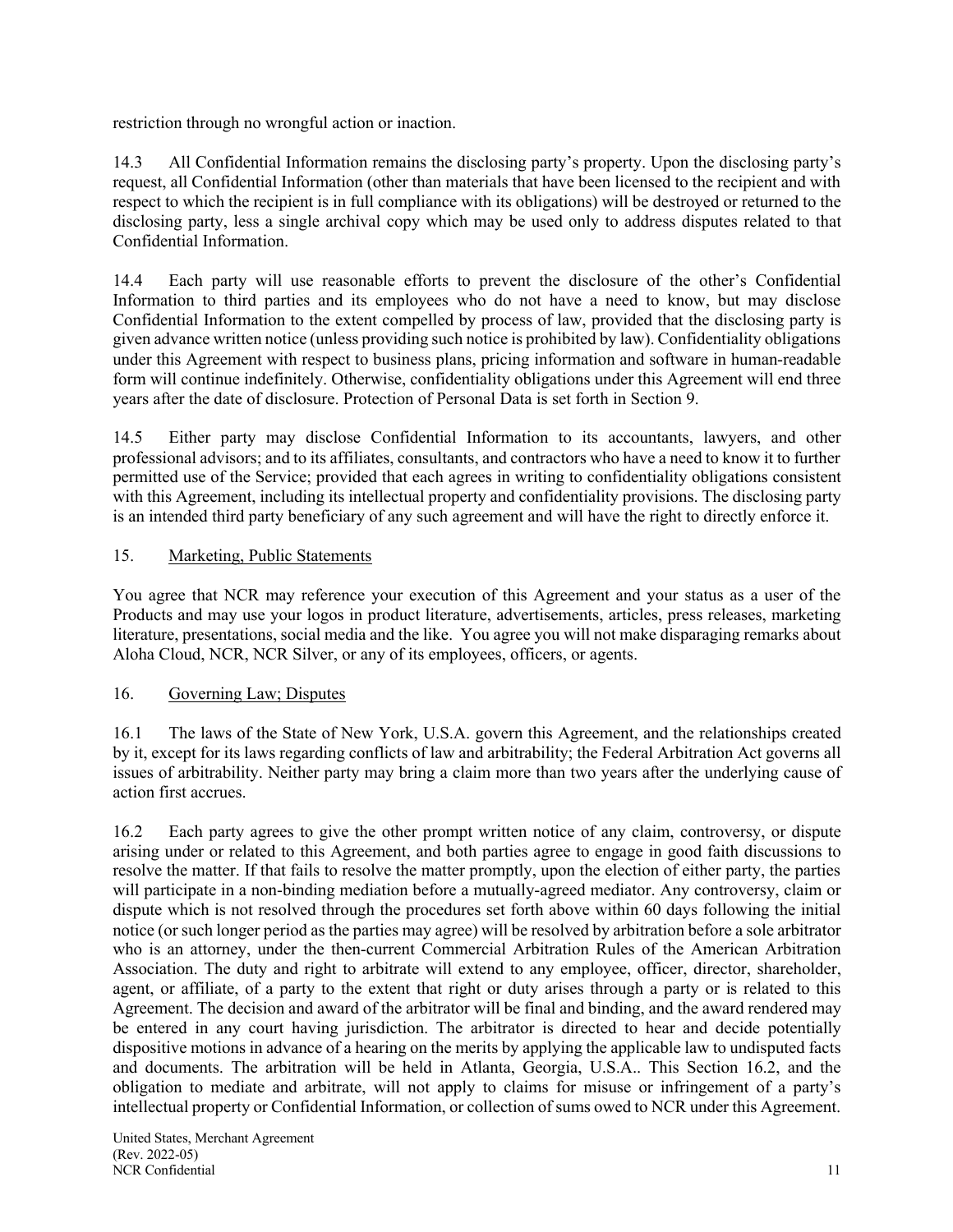restriction through no wrongful action or inaction.

14.3 All Confidential Information remains the disclosing party's property. Upon the disclosing party's request, all Confidential Information (other than materials that have been licensed to the recipient and with respect to which the recipient is in full compliance with its obligations) will be destroyed or returned to the disclosing party, less a single archival copy which may be used only to address disputes related to that Confidential Information.

14.4 Each party will use reasonable efforts to prevent the disclosure of the other's Confidential Information to third parties and its employees who do not have a need to know, but may disclose Confidential Information to the extent compelled by process of law, provided that the disclosing party is given advance written notice (unless providing such notice is prohibited by law). Confidentiality obligations under this Agreement with respect to business plans, pricing information and software in human-readable form will continue indefinitely. Otherwise, confidentiality obligations under this Agreement will end three years after the date of disclosure. Protection of Personal Data is set forth in Section 9.

14.5 Either party may disclose Confidential Information to its accountants, lawyers, and other professional advisors; and to its affiliates, consultants, and contractors who have a need to know it to further permitted use of the Service; provided that each agrees in writing to confidentiality obligations consistent with this Agreement, including its intellectual property and confidentiality provisions. The disclosing party is an intended third party beneficiary of any such agreement and will have the right to directly enforce it.

15. Marketing, Public Statements

You agree that NCR may reference your execution of this Agreement and your status as a user of the Products and may use your logos in product literature, advertisements, articles, press releases, marketing literature, presentations, social media and the like. You agree you will not make disparaging remarks about Aloha Cloud, NCR, NCR Silver, or any of its employees, officers, or agents.

16. Governing Law; Disputes

16.1 The laws of the State of New York, U.S.A. govern this Agreement, and the relationships created by it, except for its laws regarding conflicts of law and arbitrability; the Federal Arbitration Act governs all issues of arbitrability. Neither party may bring a claim more than two years after the underlying cause of action first accrues.

16.2 Each party agrees to give the other prompt written notice of any claim, controversy, or dispute arising under or related to this Agreement, and both parties agree to engage in good faith discussions to resolve the matter. If that fails to resolve the matter promptly, upon the election of either party, the parties will participate in a non-binding mediation before a mutually-agreed mediator. Any controversy, claim or dispute which is not resolved through the procedures set forth above within 60 days following the initial notice (or such longer period as the parties may agree) will be resolved by arbitration before a sole arbitrator who is an attorney, under the then-current Commercial Arbitration Rules of the American Arbitration Association. The duty and right to arbitrate will extend to any employee, officer, director, shareholder, agent, or affiliate, of a party to the extent that right or duty arises through a party or is related to this Agreement. The decision and award of the arbitrator will be final and binding, and the award rendered may be entered in any court having jurisdiction. The arbitrator is directed to hear and decide potentially dispositive motions in advance of a hearing on the merits by applying the applicable law to undisputed facts and documents. The arbitration will be held in Atlanta, Georgia, U.S.A.. This Section 16.2, and the obligation to mediate and arbitrate, will not apply to claims for misuse or infringement of a party's intellectual property or Confidential Information, or collection of sums owed to NCR under this Agreement.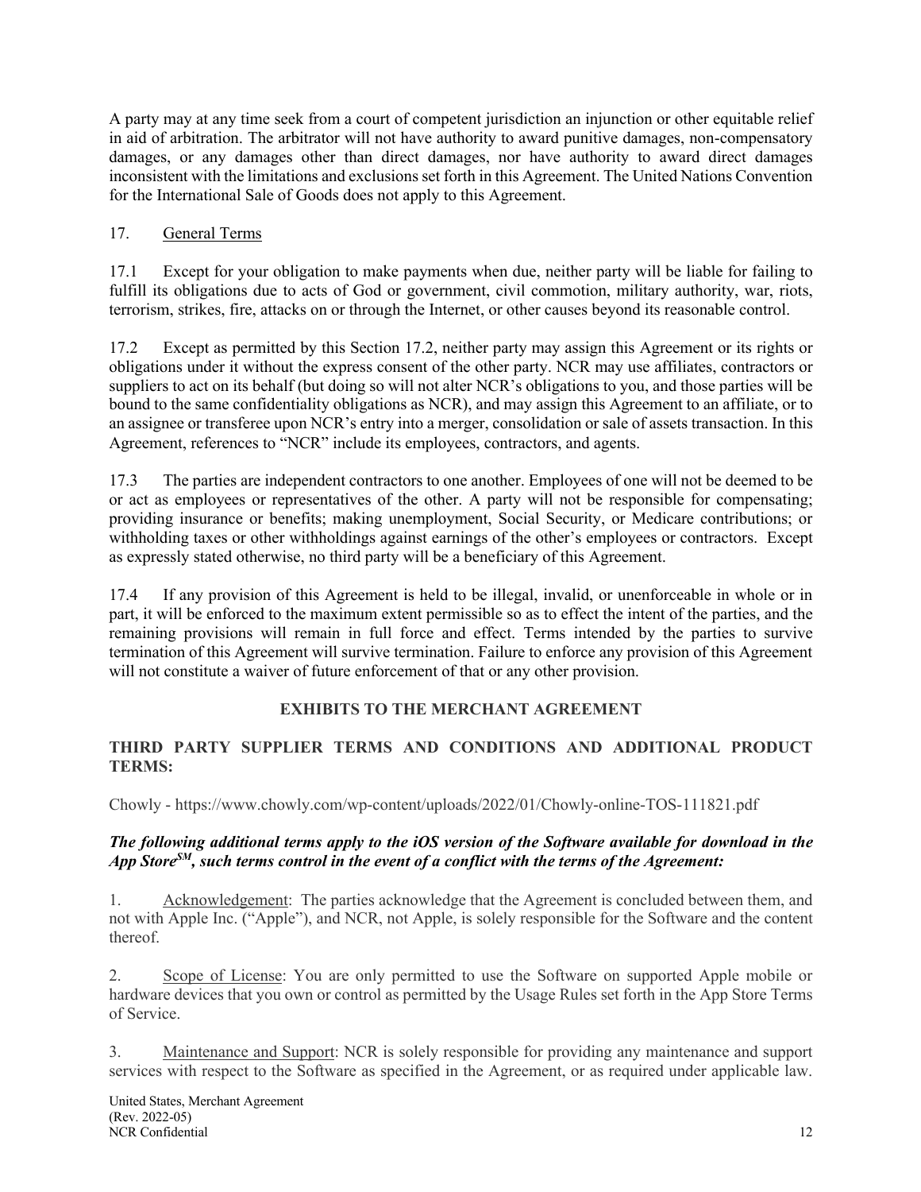A party may at any time seek from a court of competent jurisdiction an injunction or other equitable relief in aid of arbitration. The arbitrator will not have authority to award punitive damages, non-compensatory damages, or any damages other than direct damages, nor have authority to award direct damages inconsistent with the limitations and exclusions set forth in this Agreement. The United Nations Convention for the International Sale of Goods does not apply to this Agreement.

17. General Terms

17.1 Except for your obligation to make payments when due, neither party will be liable for failing to fulfill its obligations due to acts of God or government, civil commotion, military authority, war, riots, terrorism, strikes, fire, attacks on or through the Internet, or other causes beyond its reasonable control.

17.2 Except as permitted by this Section 17.2, neither party may assign this Agreement or its rights or obligations under it without the express consent of the other party. NCR may use affiliates, contractors or suppliers to act on its behalf (but doing so will not alter NCR's obligations to you, and those parties will be bound to the same confidentiality obligations as NCR), and may assign this Agreement to an affiliate, or to an assignee or transferee upon NCR's entry into a merger, consolidation or sale of assets transaction. In this Agreement, references to "NCR" include its employees, contractors, and agents.

17.3 The parties are independent contractors to one another. Employees of one will not be deemed to be or act as employees or representatives of the other. A party will not be responsible for compensating; providing insurance or benefits; making unemployment, Social Security, or Medicare contributions; or withholding taxes or other withholdings against earnings of the other's employees or contractors. Except as expressly stated otherwise, no third party will be a beneficiary of this Agreement.

17.4 If any provision of this Agreement is held to be illegal, invalid, or unenforceable in whole or in part, it will be enforced to the maximum extent permissible so as to effect the intent of the parties, and the remaining provisions will remain in full force and effect. Terms intended by the parties to survive termination of this Agreement will survive termination. Failure to enforce any provision of this Agreement will not constitute a waiver of future enforcement of that or any other provision.

## EXHIBITS TO THE MERCHANT AGREEMENT

**THIRD PARTY SUPPLIER TERMS AND CONDITIONS AND ADDITIONAL PRODUCT TERMS:**

Chowly - https://www.chowly.com/wp-content/uploads/2022/01/Chowly-online-TOS-111821.pdf

***The following additional terms apply to the iOS version of the Software available for download in the App Store[SM], such terms control in the event of a conflict with the terms of the Agreement:***

1. Acknowledgement: The parties acknowledge that the Agreement is concluded between them, and not with Apple Inc. ("Apple"), and NCR, not Apple, is solely responsible for the Software and the content thereof.

2. Scope of License: You are only permitted to use the Software on supported Apple mobile or hardware devices that you own or control as permitted by the Usage Rules set forth in the App Store Terms of Service.

3. Maintenance and Support: NCR is solely responsible for providing any maintenance and support services with respect to the Software as specified in the Agreement, or as required under applicable law.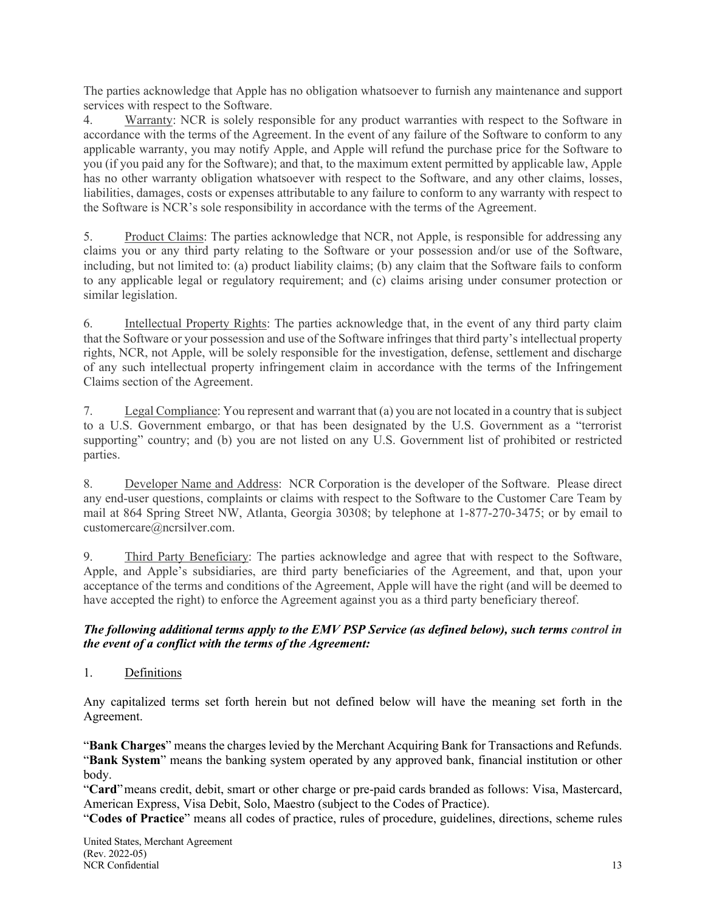The parties acknowledge that Apple has no obligation whatsoever to furnish any maintenance and support services with respect to the Software.

4. Warranty: NCR is solely responsible for any product warranties with respect to the Software in accordance with the terms of the Agreement. In the event of any failure of the Software to conform to any applicable warranty, you may notify Apple, and Apple will refund the purchase price for the Software to you (if you paid any for the Software); and that, to the maximum extent permitted by applicable law, Apple has no other warranty obligation whatsoever with respect to the Software, and any other claims, losses, liabilities, damages, costs or expenses attributable to any failure to conform to any warranty with respect to the Software is NCR's sole responsibility in accordance with the terms of the Agreement.

5. Product Claims: The parties acknowledge that NCR, not Apple, is responsible for addressing any claims you or any third party relating to the Software or your possession and/or use of the Software, including, but not limited to: (a) product liability claims; (b) any claim that the Software fails to conform to any applicable legal or regulatory requirement; and (c) claims arising under consumer protection or similar legislation.

6. Intellectual Property Rights: The parties acknowledge that, in the event of any third party claim that the Software or your possession and use of the Software infringes that third party's intellectual property rights, NCR, not Apple, will be solely responsible for the investigation, defense, settlement and discharge of any such intellectual property infringement claim in accordance with the terms of the Infringement Claims section of the Agreement.

7. Legal Compliance: You represent and warrant that (a) you are not located in a country that is subject to a U.S. Government embargo, or that has been designated by the U.S. Government as a "terrorist supporting" country; and (b) you are not listed on any U.S. Government list of prohibited or restricted parties.

8. Developer Name and Address: NCR Corporation is the developer of the Software. Please direct any end-user questions, complaints or claims with respect to the Software to the Customer Care Team by mail at 864 Spring Street NW, Atlanta, Georgia 30308; by telephone at 1-877-270-3475; or by email to customercare@ncrsilver.com.

9. Third Party Beneficiary: The parties acknowledge and agree that with respect to the Software, Apple, and Apple's subsidiaries, are third party beneficiaries of the Agreement, and that, upon your acceptance of the terms and conditions of the Agreement, Apple will have the right (and will be deemed to have accepted the right) to enforce the Agreement against you as a third party beneficiary thereof.

***The following additional terms apply to the EMV PSP Service (as defined below), such terms control in the event of a conflict with the terms of the Agreement:***

1. Definitions

Any capitalized terms set forth herein but not defined below will have the meaning set forth in the Agreement.

"**Bank Charges**" means the charges levied by the Merchant Acquiring Bank for Transactions and Refunds.

"**Bank System**" means the banking system operated by any approved bank, financial institution or other body.

"**Card**" means credit, debit, smart or other charge or pre-paid cards branded as follows: Visa, Mastercard, American Express, Visa Debit, Solo, Maestro (subject to the Codes of Practice).

"**Codes of Practice**" means all codes of practice, rules of procedure, guidelines, directions, scheme rules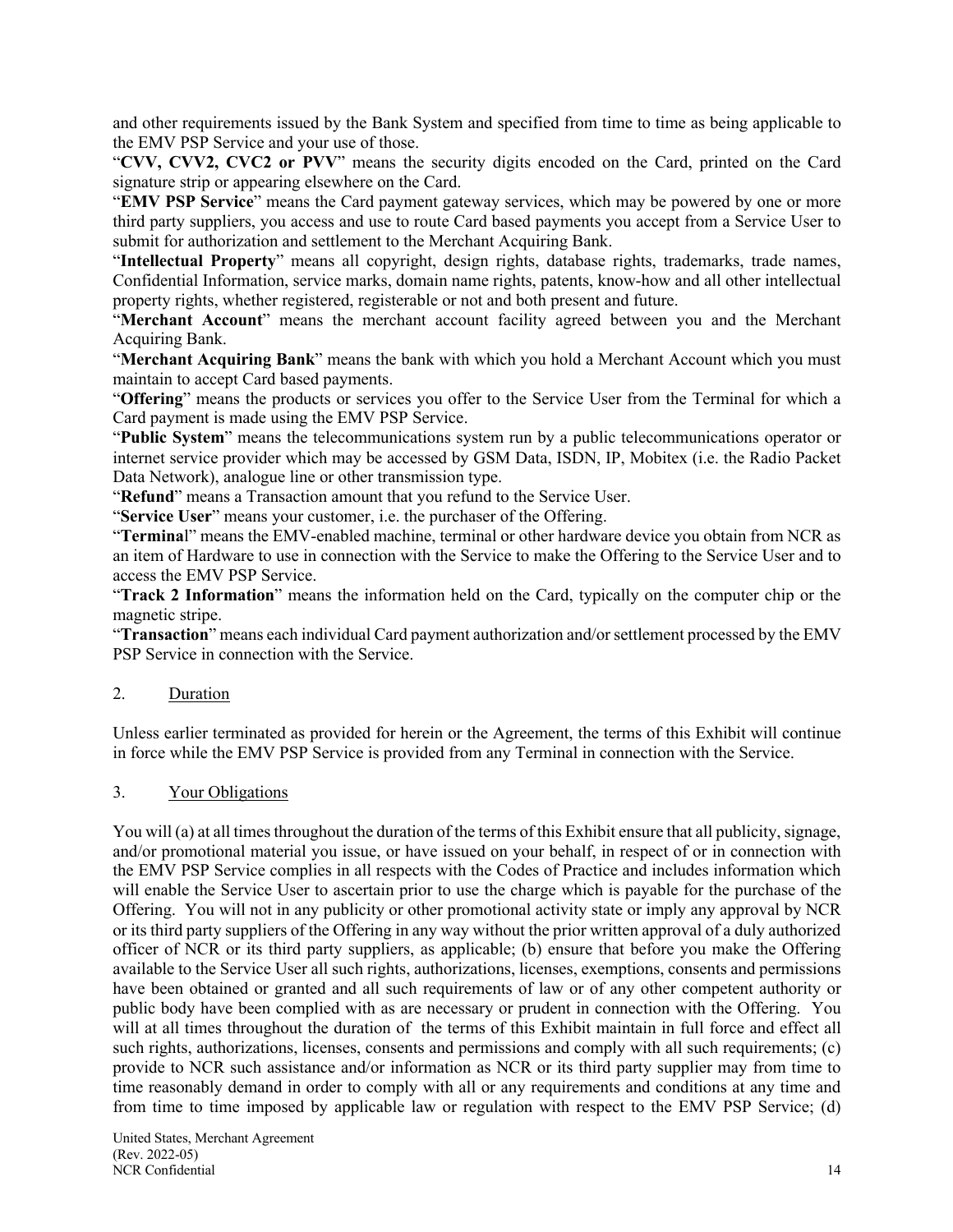and other requirements issued by the Bank System and specified from time to time as being applicable to the EMV PSP Service and your use of those.

"**CVV, CVV2, CVC2 or PVV**" means the security digits encoded on the Card, printed on the Card signature strip or appearing elsewhere on the Card.

"**EMV PSP Service**" means the Card payment gateway services, which may be powered by one or more third party suppliers, you access and use to route Card based payments you accept from a Service User to submit for authorization and settlement to the Merchant Acquiring Bank.

"**Intellectual Property**" means all copyright, design rights, database rights, trademarks, trade names, Confidential Information, service marks, domain name rights, patents, know-how and all other intellectual property rights, whether registered, registerable or not and both present and future.

"**Merchant Account**" means the merchant account facility agreed between you and the Merchant Acquiring Bank.

"**Merchant Acquiring Bank**" means the bank with which you hold a Merchant Account which you must maintain to accept Card based payments.

"**Offering**" means the products or services you offer to the Service User from the Terminal for which a Card payment is made using the EMV PSP Service.

"**Public System**" means the telecommunications system run by a public telecommunications operator or internet service provider which may be accessed by GSM Data, ISDN, IP, Mobitex (i.e. the Radio Packet Data Network), analogue line or other transmission type.

"**Refund**" means a Transaction amount that you refund to the Service User.

"**Service User**" means your customer, i.e. the purchaser of the Offering.

"**Terminal**" means the EMV-enabled machine, terminal or other hardware device you obtain from NCR as an item of Hardware to use in connection with the Service to make the Offering to the Service User and to access the EMV PSP Service.

"**Track 2 Information**" means the information held on the Card, typically on the computer chip or the magnetic stripe.

"**Transaction**" means each individual Card payment authorization and/or settlement processed by the EMV PSP Service in connection with the Service.

2. <u>Duration</u>

Unless earlier terminated as provided for herein or the Agreement, the terms of this Exhibit will continue in force while the EMV PSP Service is provided from any Terminal in connection with the Service.

3. <u>Your Obligations</u>

You will (a) at all times throughout the duration of the terms of this Exhibit ensure that all publicity, signage, and/or promotional material you issue, or have issued on your behalf, in respect of or in connection with the EMV PSP Service complies in all respects with the Codes of Practice and includes information which will enable the Service User to ascertain prior to use the charge which is payable for the purchase of the Offering. You will not in any publicity or other promotional activity state or imply any approval by NCR or its third party suppliers of the Offering in any way without the prior written approval of a duly authorized officer of NCR or its third party suppliers, as applicable; (b) ensure that before you make the Offering available to the Service User all such rights, authorizations, licenses, exemptions, consents and permissions have been obtained or granted and all such requirements of law or of any other competent authority or public body have been complied with as are necessary or prudent in connection with the Offering. You will at all times throughout the duration of the terms of this Exhibit maintain in full force and effect all such rights, authorizations, licenses, consents and permissions and comply with all such requirements; (c) provide to NCR such assistance and/or information as NCR or its third party supplier may from time to time reasonably demand in order to comply with all or any requirements and conditions at any time and from time to time imposed by applicable law or regulation with respect to the EMV PSP Service; (d)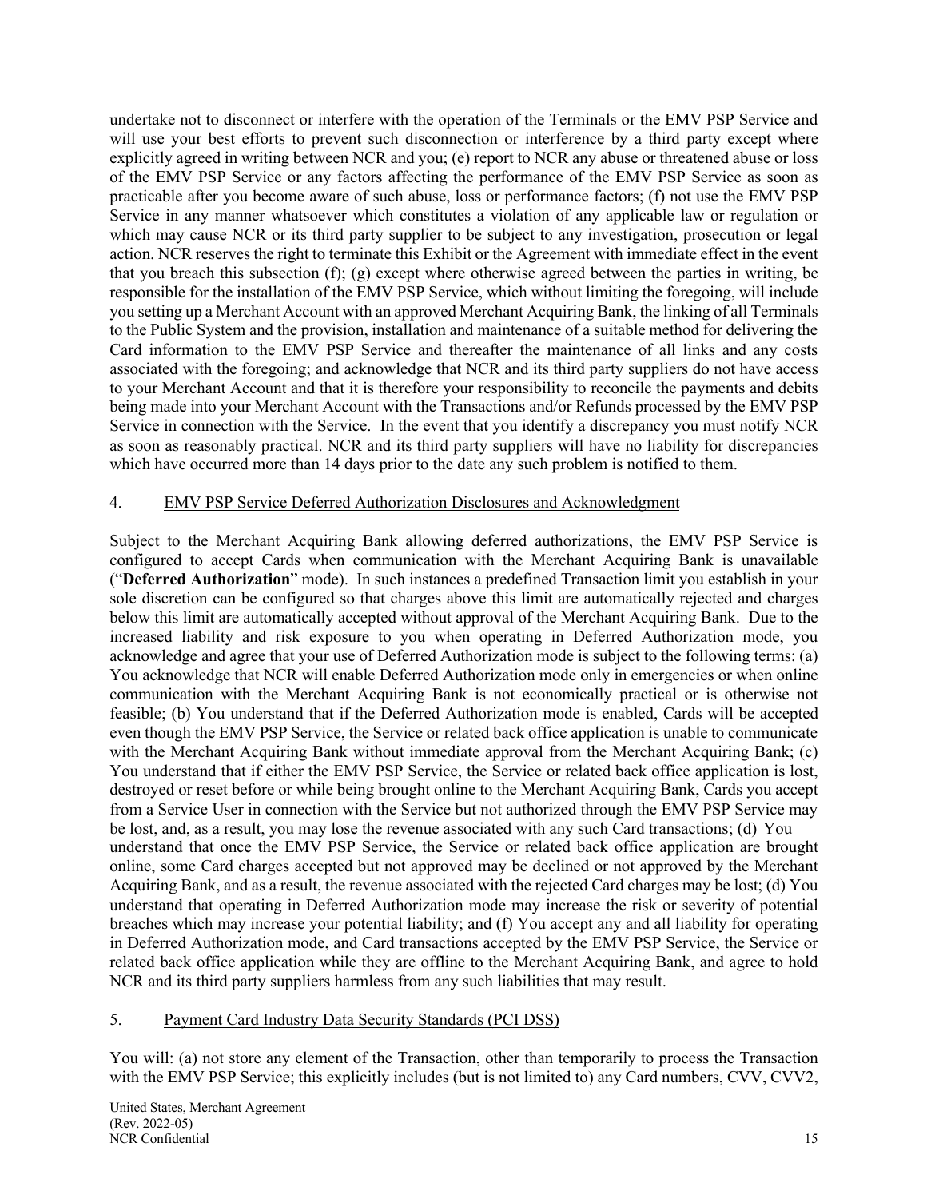undertake not to disconnect or interfere with the operation of the Terminals or the EMV PSP Service and will use your best efforts to prevent such disconnection or interference by a third party except where explicitly agreed in writing between NCR and you; (e) report to NCR any abuse or threatened abuse or loss of the EMV PSP Service or any factors affecting the performance of the EMV PSP Service as soon as practicable after you become aware of such abuse, loss or performance factors; (f) not use the EMV PSP Service in any manner whatsoever which constitutes a violation of any applicable law or regulation or which may cause NCR or its third party supplier to be subject to any investigation, prosecution or legal action. NCR reserves the right to terminate this Exhibit or the Agreement with immediate effect in the event that you breach this subsection (f); (g) except where otherwise agreed between the parties in writing, be responsible for the installation of the EMV PSP Service, which without limiting the foregoing, will include you setting up a Merchant Account with an approved Merchant Acquiring Bank, the linking of all Terminals to the Public System and the provision, installation and maintenance of a suitable method for delivering the Card information to the EMV PSP Service and thereafter the maintenance of all links and any costs associated with the foregoing; and acknowledge that NCR and its third party suppliers do not have access to your Merchant Account and that it is therefore your responsibility to reconcile the payments and debits being made into your Merchant Account with the Transactions and/or Refunds processed by the EMV PSP Service in connection with the Service. In the event that you identify a discrepancy you must notify NCR as soon as reasonably practical. NCR and its third party suppliers will have no liability for discrepancies which have occurred more than 14 days prior to the date any such problem is notified to them.

4. EMV PSP Service Deferred Authorization Disclosures and Acknowledgment

Subject to the Merchant Acquiring Bank allowing deferred authorizations, the EMV PSP Service is configured to accept Cards when communication with the Merchant Acquiring Bank is unavailable ("**Deferred Authorization**" mode). In such instances a predefined Transaction limit you establish in your sole discretion can be configured so that charges above this limit are automatically rejected and charges below this limit are automatically accepted without approval of the Merchant Acquiring Bank. Due to the increased liability and risk exposure to you when operating in Deferred Authorization mode, you acknowledge and agree that your use of Deferred Authorization mode is subject to the following terms: (a) You acknowledge that NCR will enable Deferred Authorization mode only in emergencies or when online communication with the Merchant Acquiring Bank is not economically practical or is otherwise not feasible; (b) You understand that if the Deferred Authorization mode is enabled, Cards will be accepted even though the EMV PSP Service, the Service or related back office application is unable to communicate with the Merchant Acquiring Bank without immediate approval from the Merchant Acquiring Bank; (c) You understand that if either the EMV PSP Service, the Service or related back office application is lost, destroyed or reset before or while being brought online to the Merchant Acquiring Bank, Cards you accept from a Service User in connection with the Service but not authorized through the EMV PSP Service may be lost, and, as a result, you may lose the revenue associated with any such Card transactions; (d) You understand that once the EMV PSP Service, the Service or related back office application are brought online, some Card charges accepted but not approved may be declined or not approved by the Merchant Acquiring Bank, and as a result, the revenue associated with the rejected Card charges may be lost; (d) You understand that operating in Deferred Authorization mode may increase the risk or severity of potential breaches which may increase your potential liability; and (f) You accept any and all liability for operating in Deferred Authorization mode, and Card transactions accepted by the EMV PSP Service, the Service or related back office application while they are offline to the Merchant Acquiring Bank, and agree to hold NCR and its third party suppliers harmless from any such liabilities that may result.

5. Payment Card Industry Data Security Standards (PCI DSS)

You will: (a) not store any element of the Transaction, other than temporarily to process the Transaction with the EMV PSP Service; this explicitly includes (but is not limited to) any Card numbers, CVV, CVV2,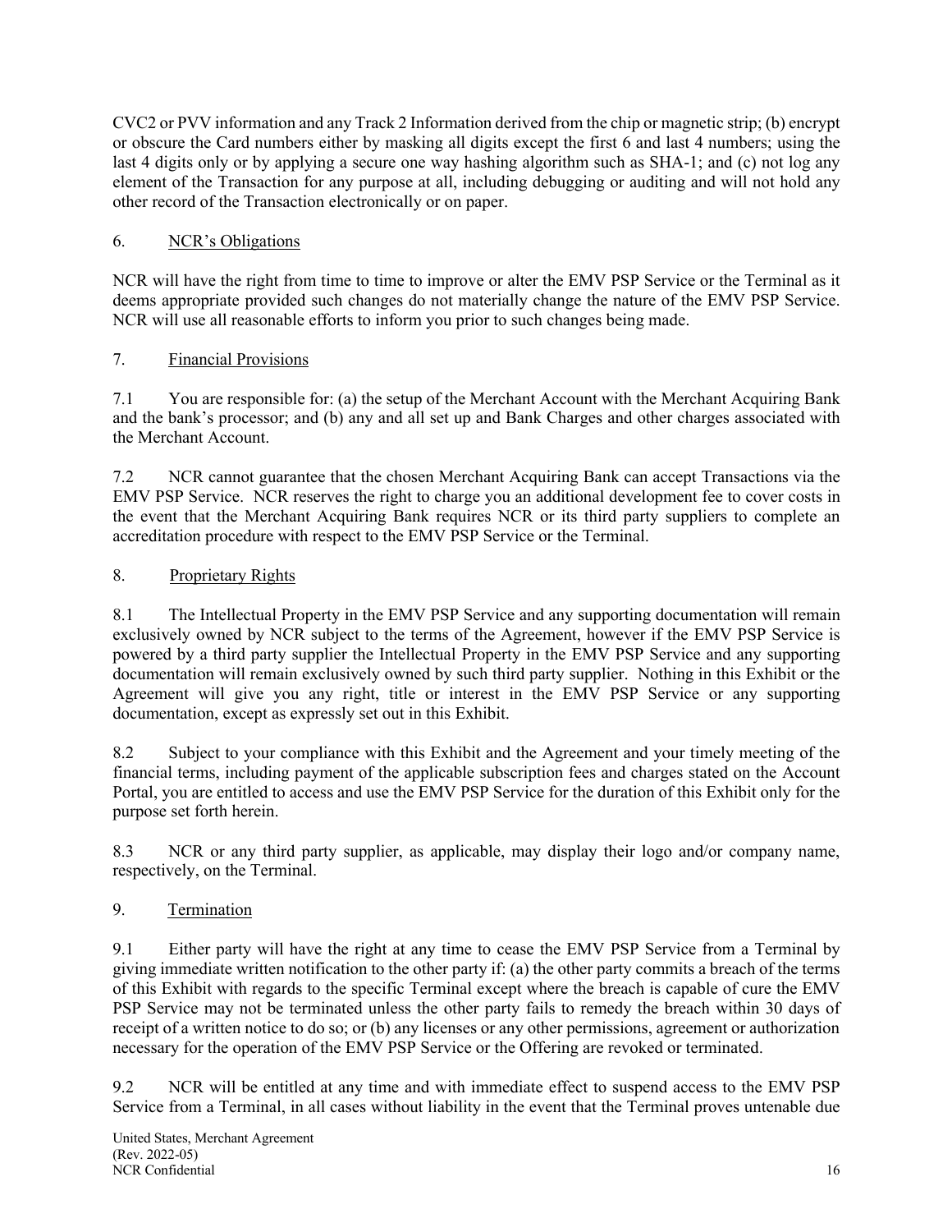CVC2 or PVV information and any Track 2 Information derived from the chip or magnetic strip; (b) encrypt or obscure the Card numbers either by masking all digits except the first 6 and last 4 numbers; using the last 4 digits only or by applying a secure one way hashing algorithm such as SHA-1; and (c) not log any element of the Transaction for any purpose at all, including debugging or auditing and will not hold any other record of the Transaction electronically or on paper.

6. NCR's Obligations

NCR will have the right from time to time to improve or alter the EMV PSP Service or the Terminal as it deems appropriate provided such changes do not materially change the nature of the EMV PSP Service. NCR will use all reasonable efforts to inform you prior to such changes being made.

7. Financial Provisions

7.1 You are responsible for: (a) the setup of the Merchant Account with the Merchant Acquiring Bank and the bank's processor; and (b) any and all set up and Bank Charges and other charges associated with the Merchant Account.

7.2 NCR cannot guarantee that the chosen Merchant Acquiring Bank can accept Transactions via the EMV PSP Service. NCR reserves the right to charge you an additional development fee to cover costs in the event that the Merchant Acquiring Bank requires NCR or its third party suppliers to complete an accreditation procedure with respect to the EMV PSP Service or the Terminal.

8. Proprietary Rights

8.1 The Intellectual Property in the EMV PSP Service and any supporting documentation will remain exclusively owned by NCR subject to the terms of the Agreement, however if the EMV PSP Service is powered by a third party supplier the Intellectual Property in the EMV PSP Service and any supporting documentation will remain exclusively owned by such third party supplier. Nothing in this Exhibit or the Agreement will give you any right, title or interest in the EMV PSP Service or any supporting documentation, except as expressly set out in this Exhibit.

8.2 Subject to your compliance with this Exhibit and the Agreement and your timely meeting of the financial terms, including payment of the applicable subscription fees and charges stated on the Account Portal, you are entitled to access and use the EMV PSP Service for the duration of this Exhibit only for the purpose set forth herein.

8.3 NCR or any third party supplier, as applicable, may display their logo and/or company name, respectively, on the Terminal.

9. Termination

9.1 Either party will have the right at any time to cease the EMV PSP Service from a Terminal by giving immediate written notification to the other party if: (a) the other party commits a breach of the terms of this Exhibit with regards to the specific Terminal except where the breach is capable of cure the EMV PSP Service may not be terminated unless the other party fails to remedy the breach within 30 days of receipt of a written notice to do so; or (b) any licenses or any other permissions, agreement or authorization necessary for the operation of the EMV PSP Service or the Offering are revoked or terminated.

9.2 NCR will be entitled at any time and with immediate effect to suspend access to the EMV PSP Service from a Terminal, in all cases without liability in the event that the Terminal proves untenable due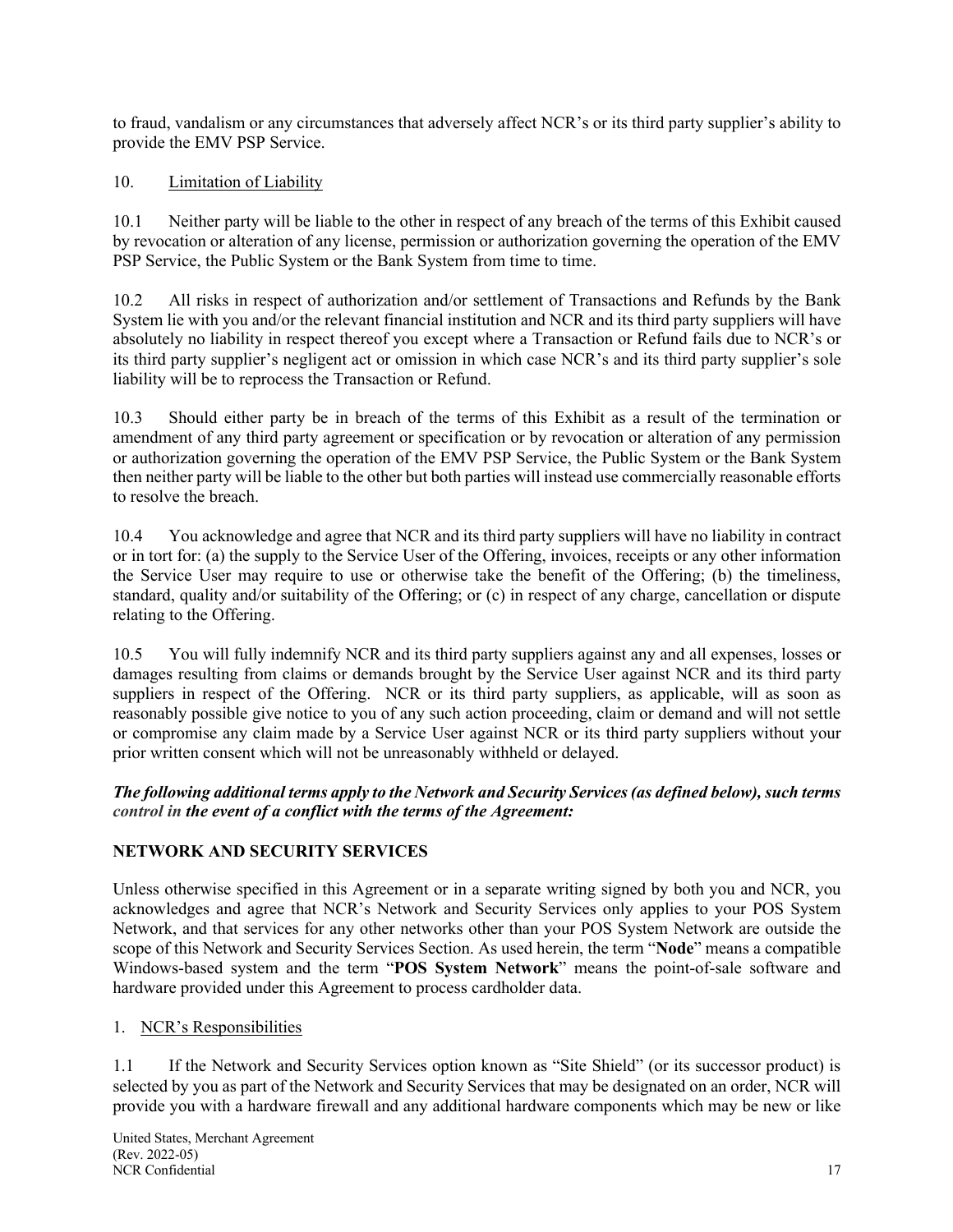to fraud, vandalism or any circumstances that adversely affect NCR's or its third party supplier's ability to provide the EMV PSP Service.

10. Limitation of Liability

10.1 Neither party will be liable to the other in respect of any breach of the terms of this Exhibit caused by revocation or alteration of any license, permission or authorization governing the operation of the EMV PSP Service, the Public System or the Bank System from time to time.

10.2 All risks in respect of authorization and/or settlement of Transactions and Refunds by the Bank System lie with you and/or the relevant financial institution and NCR and its third party suppliers will have absolutely no liability in respect thereof you except where a Transaction or Refund fails due to NCR's or its third party supplier's negligent act or omission in which case NCR's and its third party supplier's sole liability will be to reprocess the Transaction or Refund.

10.3 Should either party be in breach of the terms of this Exhibit as a result of the termination or amendment of any third party agreement or specification or by revocation or alteration of any permission or authorization governing the operation of the EMV PSP Service, the Public System or the Bank System then neither party will be liable to the other but both parties will instead use commercially reasonable efforts to resolve the breach.

10.4 You acknowledge and agree that NCR and its third party suppliers will have no liability in contract or in tort for: (a) the supply to the Service User of the Offering, invoices, receipts or any other information the Service User may require to use or otherwise take the benefit of the Offering; (b) the timeliness, standard, quality and/or suitability of the Offering; or (c) in respect of any charge, cancellation or dispute relating to the Offering.

10.5 You will fully indemnify NCR and its third party suppliers against any and all expenses, losses or damages resulting from claims or demands brought by the Service User against NCR and its third party suppliers in respect of the Offering. NCR or its third party suppliers, as applicable, will as soon as reasonably possible give notice to you of any such action proceeding, claim or demand and will not settle or compromise any claim made by a Service User against NCR or its third party suppliers without your prior written consent which will not be unreasonably withheld or delayed.

***The following additional terms apply to the Network and Security Services (as defined below), such terms control in the event of a conflict with the terms of the Agreement:***

**NETWORK AND SECURITY SERVICES**

Unless otherwise specified in this Agreement or in a separate writing signed by both you and NCR, you acknowledges and agree that NCR's Network and Security Services only applies to your POS System Network, and that services for any other networks other than your POS System Network are outside the scope of this Network and Security Services Section. As used herein, the term "**Node**" means a compatible Windows-based system and the term "**POS System Network**" means the point-of-sale software and hardware provided under this Agreement to process cardholder data.

1. NCR's Responsibilities

1.1 If the Network and Security Services option known as "Site Shield" (or its successor product) is selected by you as part of the Network and Security Services that may be designated on an order, NCR will provide you with a hardware firewall and any additional hardware components which may be new or like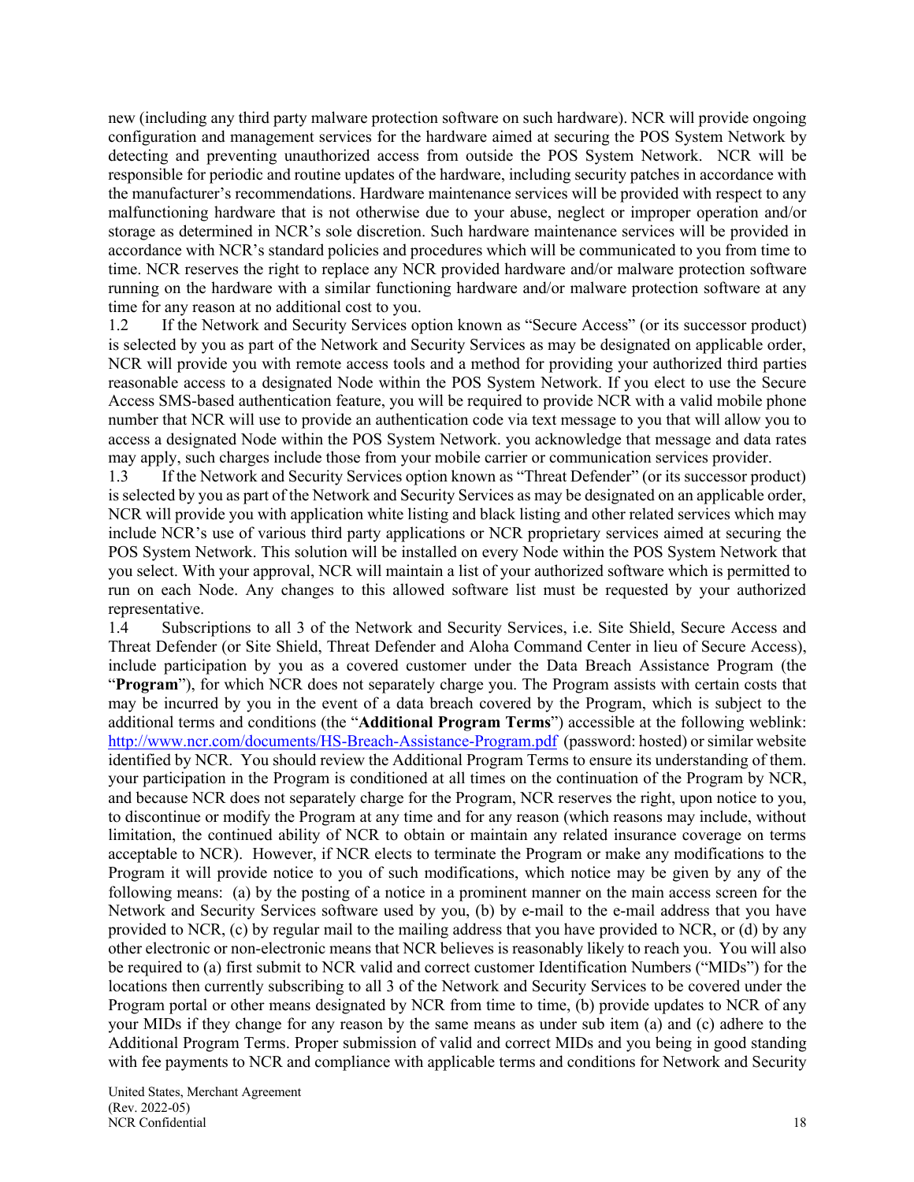new (including any third party malware protection software on such hardware). NCR will provide ongoing configuration and management services for the hardware aimed at securing the POS System Network by detecting and preventing unauthorized access from outside the POS System Network. NCR will be responsible for periodic and routine updates of the hardware, including security patches in accordance with the manufacturer's recommendations. Hardware maintenance services will be provided with respect to any malfunctioning hardware that is not otherwise due to your abuse, neglect or improper operation and/or storage as determined in NCR's sole discretion. Such hardware maintenance services will be provided in accordance with NCR's standard policies and procedures which will be communicated to you from time to time. NCR reserves the right to replace any NCR provided hardware and/or malware protection software running on the hardware with a similar functioning hardware and/or malware protection software at any time for any reason at no additional cost to you.

1.2 If the Network and Security Services option known as "Secure Access" (or its successor product) is selected by you as part of the Network and Security Services as may be designated on applicable order, NCR will provide you with remote access tools and a method for providing your authorized third parties reasonable access to a designated Node within the POS System Network. If you elect to use the Secure Access SMS-based authentication feature, you will be required to provide NCR with a valid mobile phone number that NCR will use to provide an authentication code via text message to you that will allow you to access a designated Node within the POS System Network. you acknowledge that message and data rates may apply, such charges include those from your mobile carrier or communication services provider.

1.3 If the Network and Security Services option known as "Threat Defender" (or its successor product) is selected by you as part of the Network and Security Services as may be designated on an applicable order, NCR will provide you with application white listing and black listing and other related services which may include NCR's use of various third party applications or NCR proprietary services aimed at securing the POS System Network. This solution will be installed on every Node within the POS System Network that you select. With your approval, NCR will maintain a list of your authorized software which is permitted to run on each Node. Any changes to this allowed software list must be requested by your authorized representative.

1.4 Subscriptions to all 3 of the Network and Security Services, i.e. Site Shield, Secure Access and Threat Defender (or Site Shield, Threat Defender and Aloha Command Center in lieu of Secure Access), include participation by you as a covered customer under the Data Breach Assistance Program (the "**Program**"), for which NCR does not separately charge you. The Program assists with certain costs that may be incurred by you in the event of a data breach covered by the Program, which is subject to the additional terms and conditions (the "**Additional Program Terms**") accessible at the following weblink: [http://www.ncr.com/documents/HS-Breach-Assistance-Program.pdf](http://www.ncr.com/documents/HS-Breach-Assistance-Program.pdf) (password: hosted) or similar website identified by NCR. You should review the Additional Program Terms to ensure its understanding of them. your participation in the Program is conditioned at all times on the continuation of the Program by NCR, and because NCR does not separately charge for the Program, NCR reserves the right, upon notice to you, to discontinue or modify the Program at any time and for any reason (which reasons may include, without limitation, the continued ability of NCR to obtain or maintain any related insurance coverage on terms acceptable to NCR). However, if NCR elects to terminate the Program or make any modifications to the Program it will provide notice to you of such modifications, which notice may be given by any of the following means: (a) by the posting of a notice in a prominent manner on the main access screen for the Network and Security Services software used by you, (b) by e-mail to the e-mail address that you have provided to NCR, (c) by regular mail to the mailing address that you have provided to NCR, or (d) by any other electronic or non-electronic means that NCR believes is reasonably likely to reach you. You will also be required to (a) first submit to NCR valid and correct customer Identification Numbers ("MIDs") for the locations then currently subscribing to all 3 of the Network and Security Services to be covered under the Program portal or other means designated by NCR from time to time, (b) provide updates to NCR of any your MIDs if they change for any reason by the same means as under sub item (a) and (c) adhere to the Additional Program Terms. Proper submission of valid and correct MIDs and you being in good standing with fee payments to NCR and compliance with applicable terms and conditions for Network and Security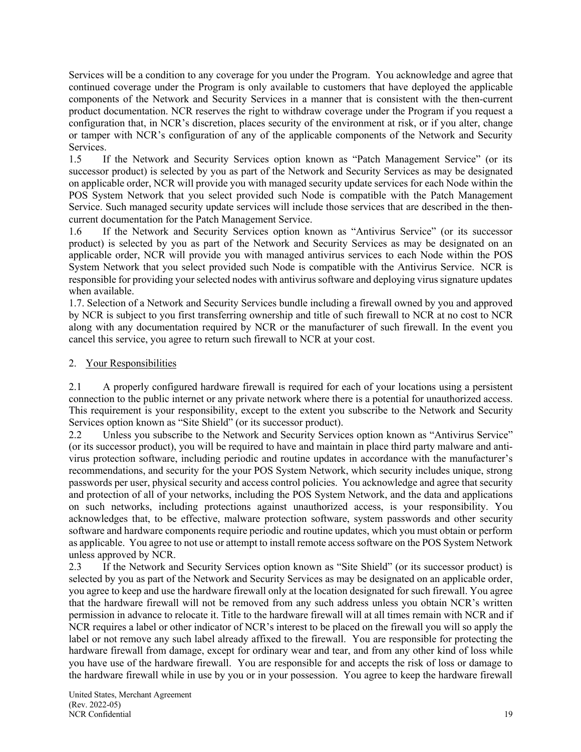Services will be a condition to any coverage for you under the Program. You acknowledge and agree that continued coverage under the Program is only available to customers that have deployed the applicable components of the Network and Security Services in a manner that is consistent with the then-current product documentation. NCR reserves the right to withdraw coverage under the Program if you request a configuration that, in NCR's discretion, places security of the environment at risk, or if you alter, change or tamper with NCR's configuration of any of the applicable components of the Network and Security Services.

1.5 If the Network and Security Services option known as "Patch Management Service" (or its successor product) is selected by you as part of the Network and Security Services as may be designated on applicable order, NCR will provide you with managed security update services for each Node within the POS System Network that you select provided such Node is compatible with the Patch Management Service. Such managed security update services will include those services that are described in the then-current documentation for the Patch Management Service.

1.6 If the Network and Security Services option known as "Antivirus Service" (or its successor product) is selected by you as part of the Network and Security Services as may be designated on an applicable order, NCR will provide you with managed antivirus services to each Node within the POS System Network that you select provided such Node is compatible with the Antivirus Service. NCR is responsible for providing your selected nodes with antivirus software and deploying virus signature updates when available.

1.7. Selection of a Network and Security Services bundle including a firewall owned by you and approved by NCR is subject to you first transferring ownership and title of such firewall to NCR at no cost to NCR along with any documentation required by NCR or the manufacturer of such firewall. In the event you cancel this service, you agree to return such firewall to NCR at your cost.

2. Your Responsibilities

2.1 A properly configured hardware firewall is required for each of your locations using a persistent connection to the public internet or any private network where there is a potential for unauthorized access. This requirement is your responsibility, except to the extent you subscribe to the Network and Security Services option known as "Site Shield" (or its successor product).

2.2 Unless you subscribe to the Network and Security Services option known as "Antivirus Service" (or its successor product), you will be required to have and maintain in place third party malware and anti-virus protection software, including periodic and routine updates in accordance with the manufacturer's recommendations, and security for the your POS System Network, which security includes unique, strong passwords per user, physical security and access control policies. You acknowledge and agree that security and protection of all of your networks, including the POS System Network, and the data and applications on such networks, including protections against unauthorized access, is your responsibility. You acknowledges that, to be effective, malware protection software, system passwords and other security software and hardware components require periodic and routine updates, which you must obtain or perform as applicable. You agree to not use or attempt to install remote access software on the POS System Network unless approved by NCR.

2.3 If the Network and Security Services option known as "Site Shield" (or its successor product) is selected by you as part of the Network and Security Services as may be designated on an applicable order, you agree to keep and use the hardware firewall only at the location designated for such firewall. You agree that the hardware firewall will not be removed from any such address unless you obtain NCR's written permission in advance to relocate it. Title to the hardware firewall will at all times remain with NCR and if NCR requires a label or other indicator of NCR's interest to be placed on the firewall you will so apply the label or not remove any such label already affixed to the firewall. You are responsible for protecting the hardware firewall from damage, except for ordinary wear and tear, and from any other kind of loss while you have use of the hardware firewall. You are responsible for and accepts the risk of loss or damage to the hardware firewall while in use by you or in your possession. You agree to keep the hardware firewall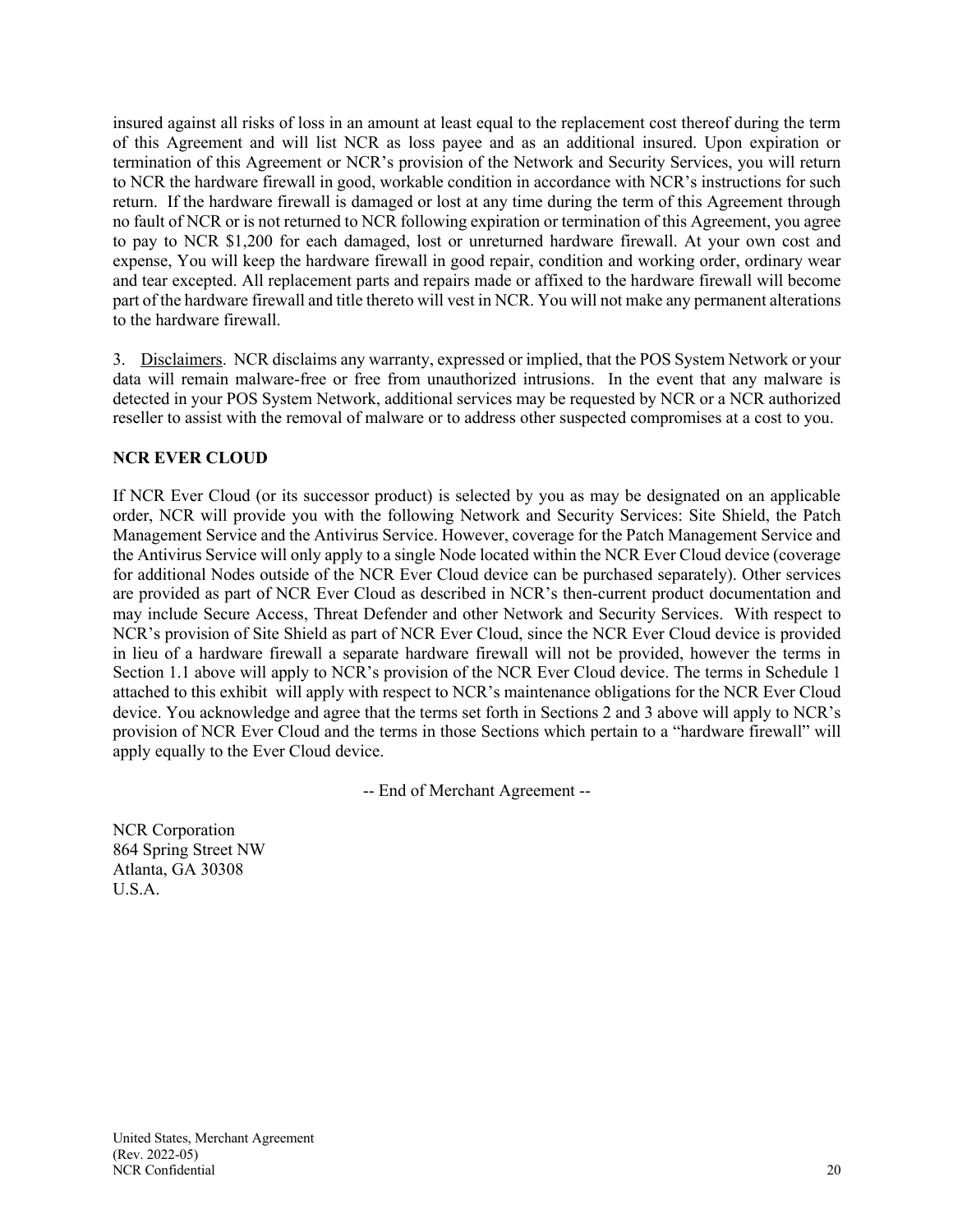insured against all risks of loss in an amount at least equal to the replacement cost thereof during the term of this Agreement and will list NCR as loss payee and as an additional insured. Upon expiration or termination of this Agreement or NCR's provision of the Network and Security Services, you will return to NCR the hardware firewall in good, workable condition in accordance with NCR's instructions for such return. If the hardware firewall is damaged or lost at any time during the term of this Agreement through no fault of NCR or is not returned to NCR following expiration or termination of this Agreement, you agree to pay to NCR $1,200 for each damaged, lost or unreturned hardware firewall. At your own cost and expense, You will keep the hardware firewall in good repair, condition and working order, ordinary wear and tear excepted. All replacement parts and repairs made or affixed to the hardware firewall will become part of the hardware firewall and title thereto will vest in NCR. You will not make any permanent alterations to the hardware firewall.

3. Disclaimers. NCR disclaims any warranty, expressed or implied, that the POS System Network or your data will remain malware-free or free from unauthorized intrusions. In the event that any malware is detected in your POS System Network, additional services may be requested by NCR or a NCR authorized reseller to assist with the removal of malware or to address other suspected compromises at a cost to you.

**NCR EVER CLOUD**

If NCR Ever Cloud (or its successor product) is selected by you as may be designated on an applicable order, NCR will provide you with the following Network and Security Services: Site Shield, the Patch Management Service and the Antivirus Service. However, coverage for the Patch Management Service and the Antivirus Service will only apply to a single Node located within the NCR Ever Cloud device (coverage for additional Nodes outside of the NCR Ever Cloud device can be purchased separately). Other services are provided as part of NCR Ever Cloud as described in NCR's then-current product documentation and may include Secure Access, Threat Defender and other Network and Security Services. With respect to NCR's provision of Site Shield as part of NCR Ever Cloud, since the NCR Ever Cloud device is provided in lieu of a hardware firewall a separate hardware firewall will not be provided, however the terms in Section 1.1 above will apply to NCR's provision of the NCR Ever Cloud device. The terms in Schedule 1 attached to this exhibit will apply with respect to NCR's maintenance obligations for the NCR Ever Cloud device. You acknowledge and agree that the terms set forth in Sections 2 and 3 above will apply to NCR's provision of NCR Ever Cloud and the terms in those Sections which pertain to a "hardware firewall" will apply equally to the Ever Cloud device.

-- End of Merchant Agreement --

NCR Corporation
864 Spring Street NW
Atlanta, GA 30308
U.S.A.